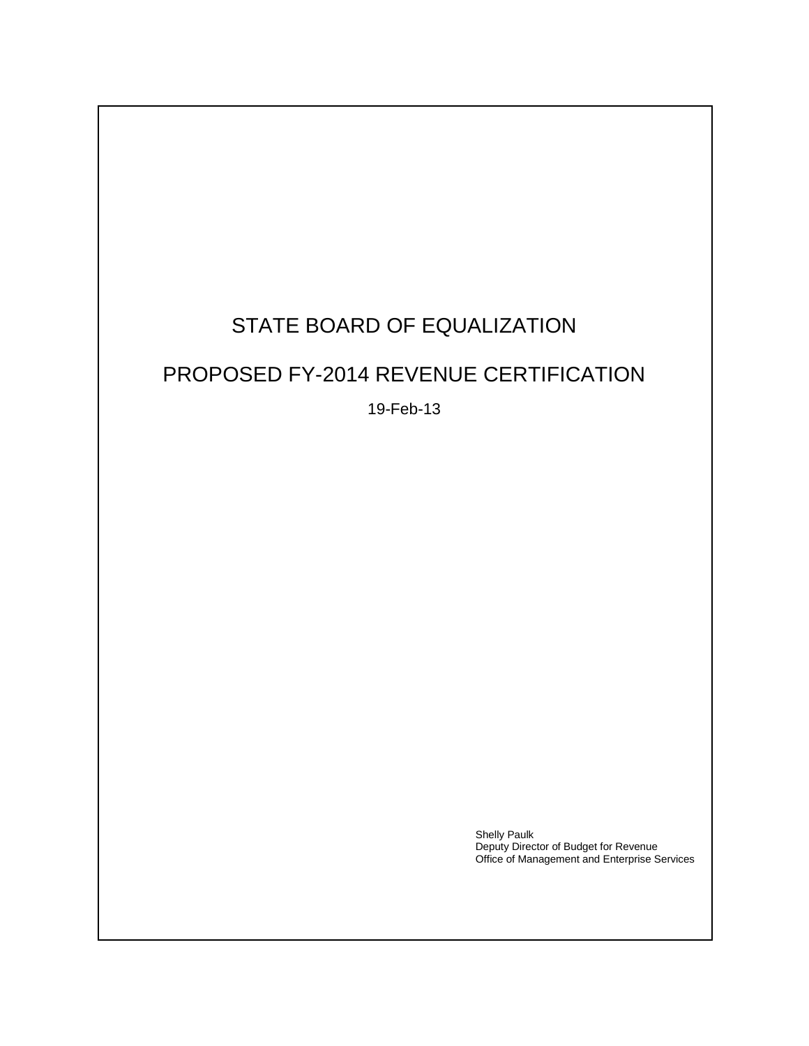# STATE BOARD OF EQUALIZATION

## PROPOSED FY-2014 REVENUE CERTIFICATION

19-Feb-13

Shelly Paulk
Deputy Director of Budget for Revenue
Office of Management and Enterprise Services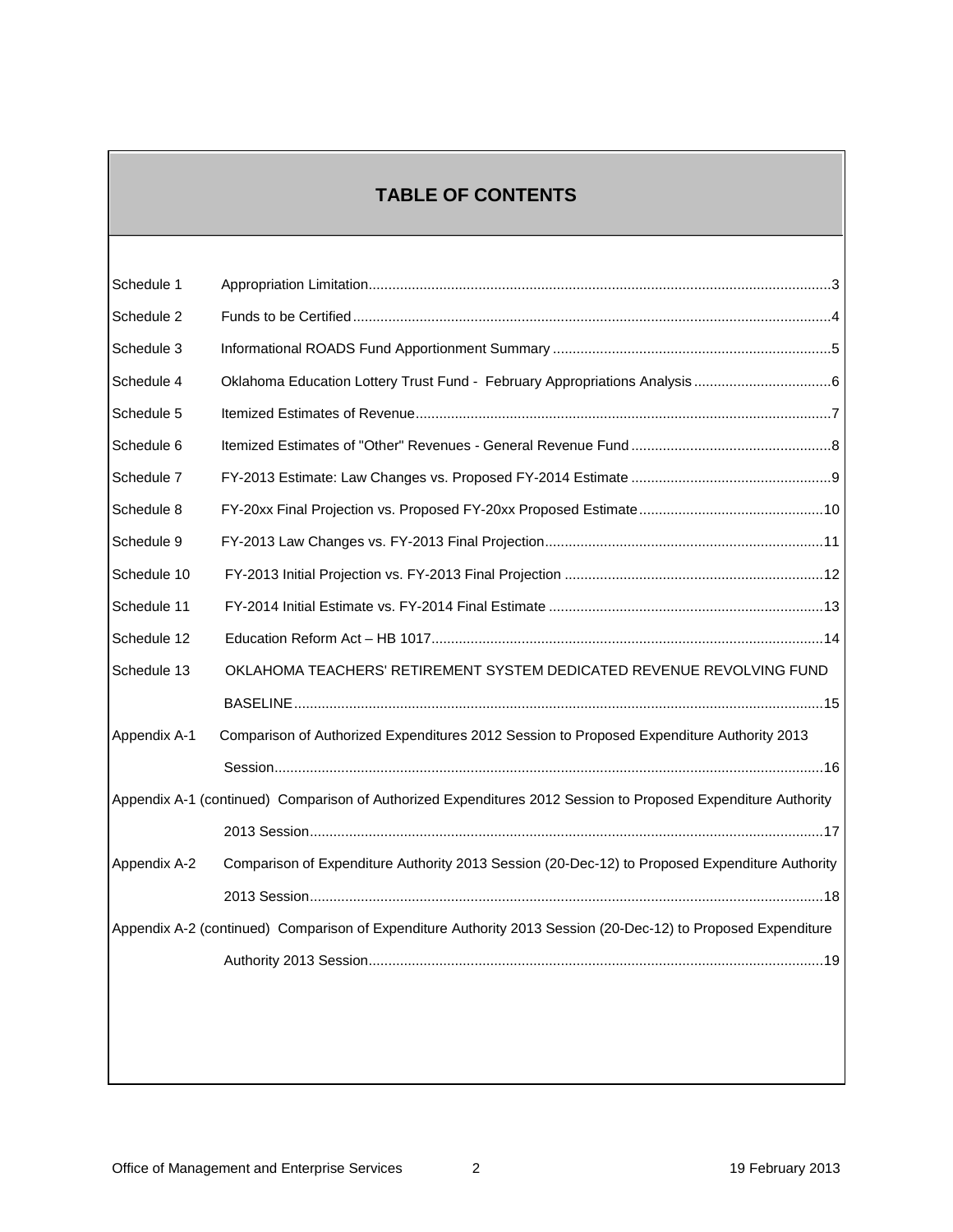# TABLE OF CONTENTS

| | | |
|---|---|---|
| Schedule 1 | Appropriation Limitation | 3 |
| Schedule 2 | Funds to be Certified | 4 |
| Schedule 3 | Informational ROADS Fund Apportionment Summary | 5 |
| Schedule 4 | Oklahoma Education Lottery Trust Fund - February Appropriations Analysis | 6 |
| Schedule 5 | Itemized Estimates of Revenue | 7 |
| Schedule 6 | Itemized Estimates of "Other" Revenues - General Revenue Fund | 8 |
| Schedule 7 | FY-2013 Estimate: Law Changes vs. Proposed FY-2014 Estimate | 9 |
| Schedule 8 | FY-20xx Final Projection vs. Proposed FY-20xx Proposed Estimate | 10 |
| Schedule 9 | FY-2013 Law Changes vs. FY-2013 Final Projection | 11 |
| Schedule 10 | FY-2013 Initial Projection vs. FY-2013 Final Projection | 12 |
| Schedule 11 | FY-2014 Initial Estimate vs. FY-2014 Final Estimate | 13 |
| Schedule 12 | Education Reform Act – HB 1017 | 14 |
| Schedule 13 | OKLAHOMA TEACHERS' RETIREMENT SYSTEM DEDICATED REVENUE REVOLVING FUND BASELINE | 15 |
| Appendix A-1 | Comparison of Authorized Expenditures 2012 Session to Proposed Expenditure Authority 2013 Session | 16 |
| Appendix A-1 (continued) | Comparison of Authorized Expenditures 2012 Session to Proposed Expenditure Authority 2013 Session | 17 |
| Appendix A-2 | Comparison of Expenditure Authority 2013 Session (20-Dec-12) to Proposed Expenditure Authority 2013 Session | 18 |
| Appendix A-2 (continued) | Comparison of Expenditure Authority 2013 Session (20-Dec-12) to Proposed Expenditure Authority 2013 Session | 19 |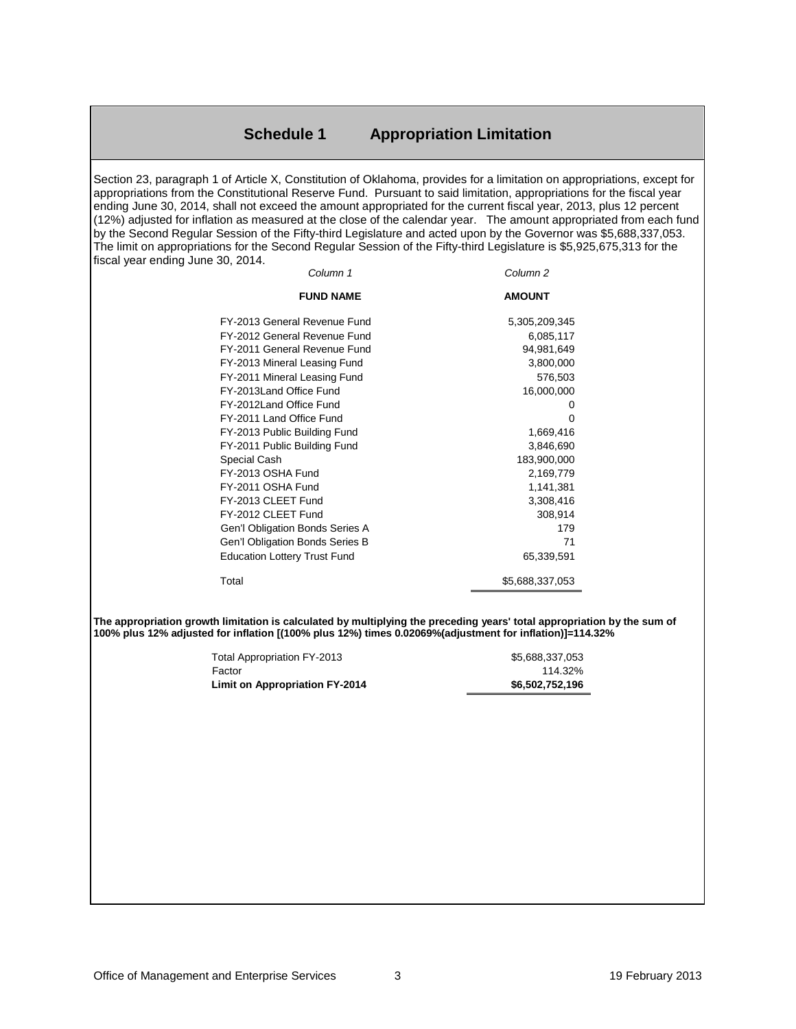## Schedule 1 Appropriation Limitation

Section 23, paragraph 1 of Article X, Constitution of Oklahoma, provides for a limitation on appropriations, except for appropriations from the Constitutional Reserve Fund. Pursuant to said limitation, appropriations for the fiscal year ending June 30, 2014, shall not exceed the amount appropriated for the current fiscal year, 2013, plus 12 percent (12%) adjusted for inflation as measured at the close of the calendar year. The amount appropriated from each fund by the Second Regular Session of the Fifty-third Legislature and acted upon by the Governor was $5,688,337,053. The limit on appropriations for the Second Regular Session of the Fifty-third Legislature is $5,925,675,313 for the fiscal year ending June 30, 2014.

| *Column 1* | *Column 2* |
|---|---|
| **FUND NAME** | **AMOUNT** |
| FY-2013 General Revenue Fund | 5,305,209,345 |
| FY-2012 General Revenue Fund | 6,085,117 |
| FY-2011 General Revenue Fund | 94,981,649 |
| FY-2013 Mineral Leasing Fund | 3,800,000 |
| FY-2011 Mineral Leasing Fund | 576,503 |
| FY-2013Land Office Fund | 16,000,000 |
| FY-2012Land Office Fund | 0 |
| FY-2011 Land Office Fund | 0 |
| FY-2013 Public Building Fund | 1,669,416 |
| FY-2011 Public Building Fund | 3,846,690 |
| Special Cash | 183,900,000 |
| FY-2013 OSHA Fund | 2,169,779 |
| FY-2011 OSHA Fund | 1,141,381 |
| FY-2013 CLEET Fund | 3,308,416 |
| FY-2012 CLEET Fund | 308,914 |
| Gen'l Obligation Bonds Series A | 179 |
| Gen'l Obligation Bonds Series B | 71 |
| Education Lottery Trust Fund | 65,339,591 |
| Total | $5,688,337,053 |

**The appropriation growth limitation is calculated by multiplying the preceding years' total appropriation by the sum of 100% plus 12% adjusted for inflation [(100% plus 12%) times 0.02069%(adjustment for inflation)]=114.32%**

| | |
|---|---|
| Total Appropriation FY-2013 | $5,688,337,053 |
| Factor | 114.32% |
| **Limit on Appropriation FY-2014** | **$6,502,752,196** |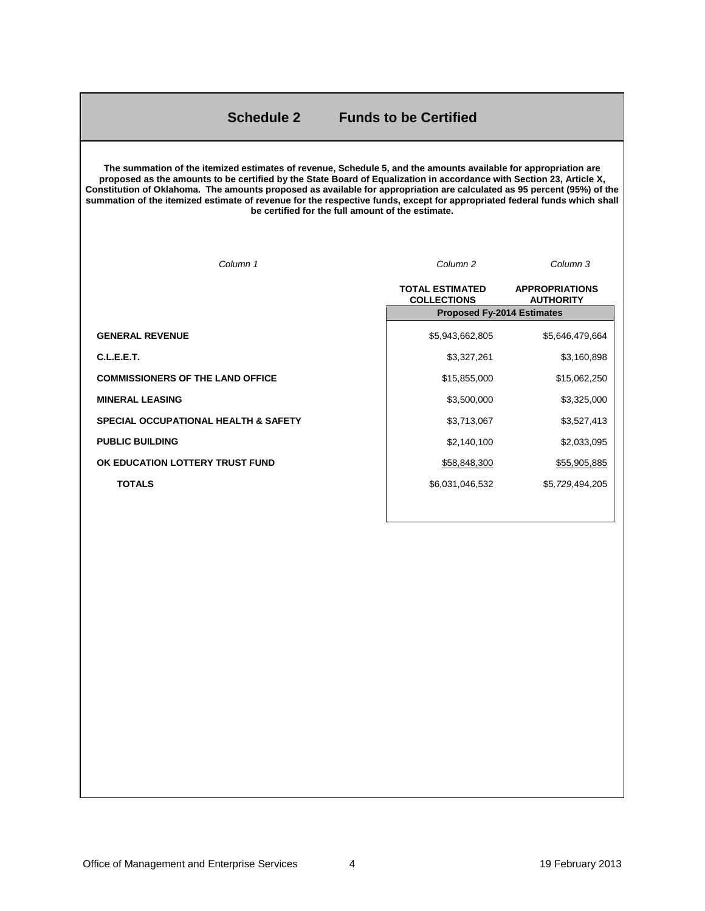# Schedule 2 Funds to be Certified

**The summation of the itemized estimates of revenue, Schedule 5, and the amounts available for appropriation are proposed as the amounts to be certified by the State Board of Equalization in accordance with Section 23, Article X, Constitution of Oklahoma. The amounts proposed as available for appropriation are calculated as 95 percent (95%) of the summation of the itemized estimate of revenue for the respective funds, except for appropriated federal funds which shall be certified for the full amount of the estimate.**

| *Column 1* | *Column 2* | *Column 3* |
|---|---|---|
| | **TOTAL ESTIMATED COLLECTIONS** | **APPROPRIATIONS AUTHORITY** |
| | **Proposed Fy-2014 Estimates** | |
| **GENERAL REVENUE** | $5,943,662,805 | $5,646,479,664 |
| **C.L.E.E.T.** | $3,327,261 | $3,160,898 |
| **COMMISSIONERS OF THE LAND OFFICE** | $15,855,000 | $15,062,250 |
| **MINERAL LEASING** | $3,500,000 | $3,325,000 |
| **SPECIAL OCCUPATIONAL HEALTH & SAFETY** | $3,713,067 | $3,527,413 |
| **PUBLIC BUILDING** | $2,140,100 | $2,033,095 |
| **OK EDUCATION LOTTERY TRUST FUND** | $58,848,300 | $55,905,885 |
| **TOTALS** | $6,031,046,532 | $5,729,494,205 |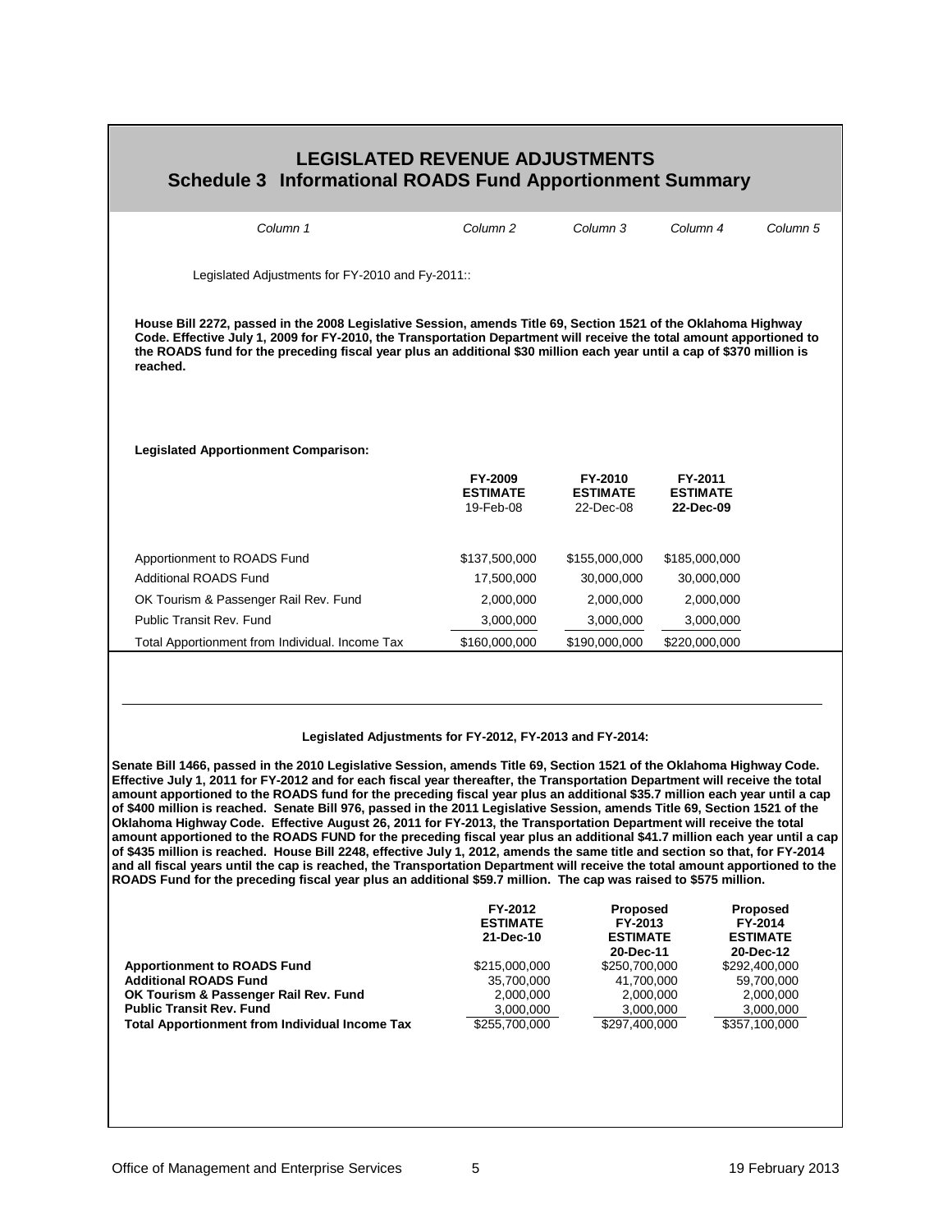# LEGISLATED REVENUE ADJUSTMENTS
## Schedule 3 Informational ROADS Fund Apportionment Summary

| *Column 1* | *Column 2* | *Column 3* | *Column 4* | *Column 5* |
|---|---|---|---|---|

Legislated Adjustments for FY-2010 and Fy-2011::

**House Bill 2272, passed in the 2008 Legislative Session, amends Title 69, Section 1521 of the Oklahoma Highway Code. Effective July 1, 2009 for FY-2010, the Transportation Department will receive the total amount apportioned to the ROADS fund for the preceding fiscal year plus an additional $30 million each year until a cap of $370 million is reached.**

**Legislated Apportionment Comparison:**

| | **FY-2009 ESTIMATE** 19-Feb-08 | **FY-2010 ESTIMATE** 22-Dec-08 | **FY-2011 ESTIMATE 22-Dec-09** |
|---|---|---|---|
| Apportionment to ROADS Fund | $137,500,000 | $155,000,000 | $185,000,000 |
| Additional ROADS Fund | 17,500,000 | 30,000,000 | 30,000,000 |
| OK Tourism & Passenger Rail Rev. Fund | 2,000,000 | 2,000,000 | 2,000,000 |
| Public Transit Rev. Fund | 3,000,000 | 3,000,000 | 3,000,000 |
| Total Apportionment from Individual. Income Tax | $160,000,000 | $190,000,000 | $220,000,000 |

**Legislated Adjustments for FY-2012, FY-2013 and FY-2014:**

**Senate Bill 1466, passed in the 2010 Legislative Session, amends Title 69, Section 1521 of the Oklahoma Highway Code. Effective July 1, 2011 for FY-2012 and for each fiscal year thereafter, the Transportation Department will receive the total amount apportioned to the ROADS fund for the preceding fiscal year plus an additional $35.7 million each year until a cap of $400 million is reached. Senate Bill 976, passed in the 2011 Legislative Session, amends Title 69, Section 1521 of the Oklahoma Highway Code. Effective August 26, 2011 for FY-2013, the Transportation Department will receive the total amount apportioned to the ROADS FUND for the preceding fiscal year plus an additional $41.7 million each year until a cap of $435 million is reached. House Bill 2248, effective July 1, 2012, amends the same title and section so that, for FY-2014 and all fiscal years until the cap is reached, the Transportation Department will receive the total amount apportioned to the ROADS Fund for the preceding fiscal year plus an additional $59.7 million. The cap was raised to $575 million.**

| | **FY-2012 ESTIMATE 21-Dec-10** | **Proposed FY-2013 ESTIMATE 20-Dec-11** | **Proposed FY-2014 ESTIMATE 20-Dec-12** |
|---|---|---|---|
| **Apportionment to ROADS Fund** | $215,000,000 | $250,700,000 | $292,400,000 |
| **Additional ROADS Fund** | 35,700,000 | 41,700,000 | 59,700,000 |
| **OK Tourism & Passenger Rail Rev. Fund** | 2,000,000 | 2,000,000 | 2,000,000 |
| **Public Transit Rev. Fund** | 3,000,000 | 3,000,000 | 3,000,000 |
| **Total Apportionment from Individual Income Tax** | $255,700,000 | $297,400,000 | $357,100,000 |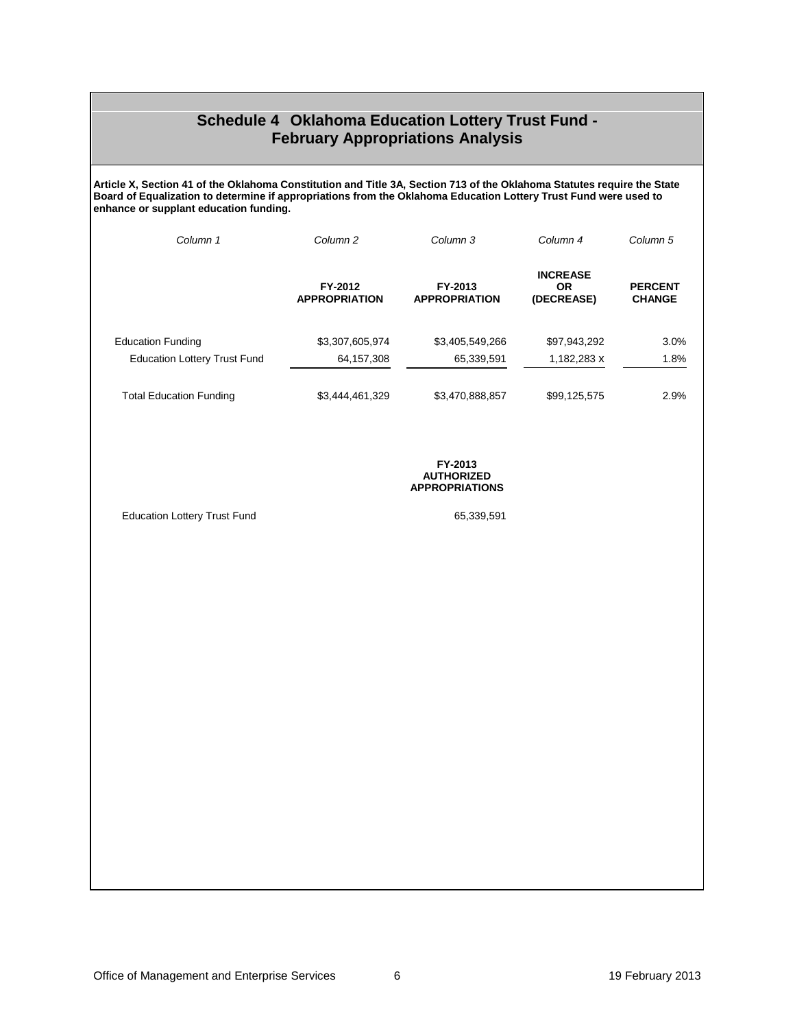## Schedule 4 Oklahoma Education Lottery Trust Fund - February Appropriations Analysis

**Article X, Section 41 of the Oklahoma Constitution and Title 3A, Section 713 of the Oklahoma Statutes require the State Board of Equalization to determine if appropriations from the Oklahoma Education Lottery Trust Fund were used to enhance or supplant education funding.**

| *Column 1* | *Column 2* | *Column 3* | *Column 4* | *Column 5* |
|---|---|---|---|---|
| | **FY-2012 APPROPRIATION** | **FY-2013 APPROPRIATION** | **INCREASE OR (DECREASE)** | **PERCENT CHANGE** |
| Education Funding | $3,307,605,974 | $3,405,549,266 | $97,943,292 | 3.0% |
| Education Lottery Trust Fund | 64,157,308 | 65,339,591 | 1,182,283 x | 1.8% |
| Total Education Funding | $3,444,461,329 | $3,470,888,857 | $99,125,575 | 2.9% |

| | **FY-2013 AUTHORIZED APPROPRIATIONS** |
|---|---|
| Education Lottery Trust Fund | 65,339,591 |

Office of Management and Enterprise Services

19 February 2013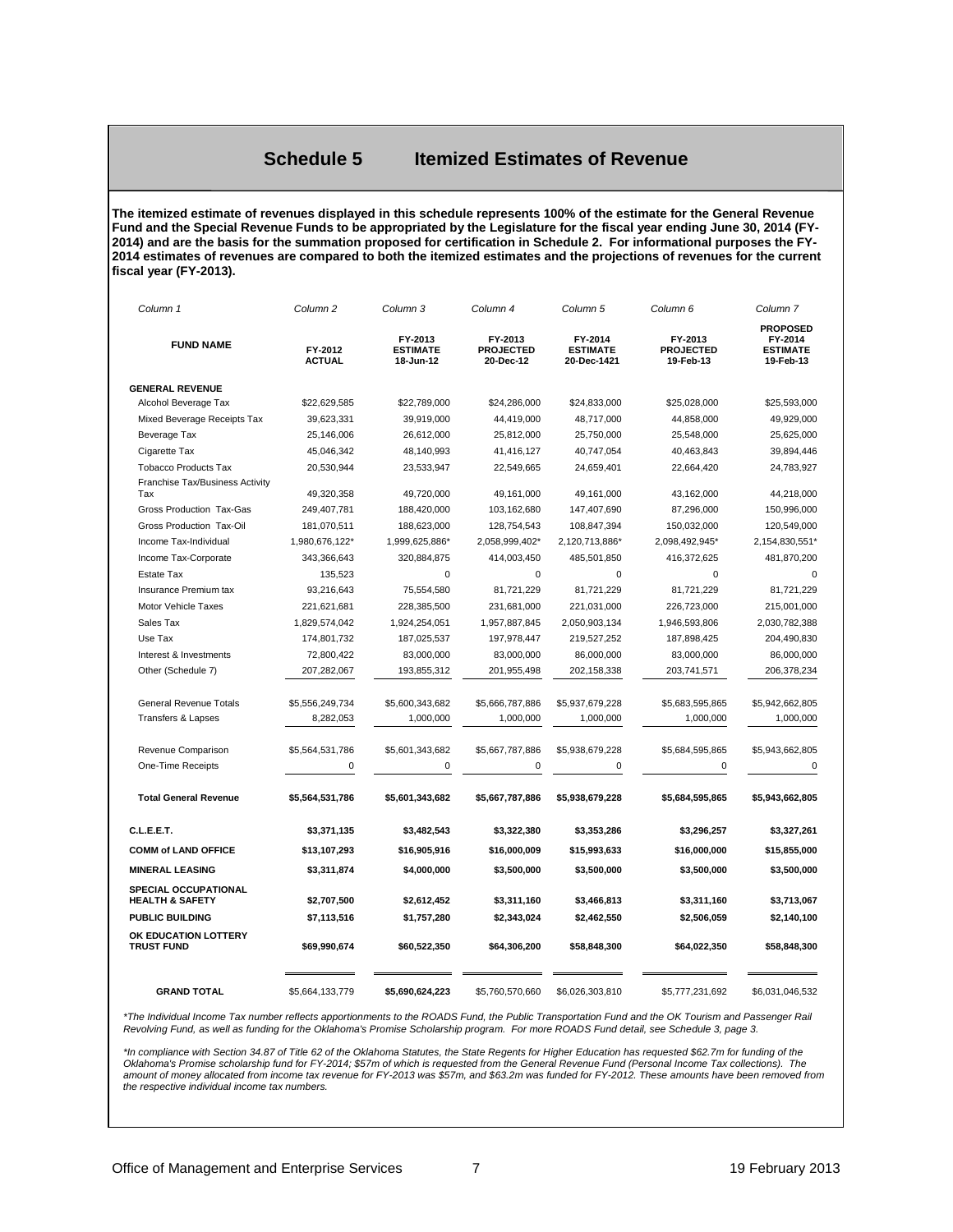# Schedule 5 Itemized Estimates of Revenue

**The itemized estimate of revenues displayed in this schedule represents 100% of the estimate for the General Revenue Fund and the Special Revenue Funds to be appropriated by the Legislature for the fiscal year ending June 30, 2014 (FY-2014) and are the basis for the summation proposed for certification in Schedule 2. For informational purposes the FY-2014 estimates of revenues are compared to both the itemized estimates and the projections of revenues for the current fiscal year (FY-2013).**

| *Column 1* | *Column 2* | *Column 3* | *Column 4* | *Column 5* | *Column 6* | *Column 7* |
|---|---|---|---|---|---|---|
| **FUND NAME** | **FY-2012 ACTUAL** | **FY-2013 ESTIMATE 18-Jun-12** | **FY-2013 PROJECTED 20-Dec-12** | **FY-2014 ESTIMATE 20-Dec-1421** | **FY-2013 PROJECTED 19-Feb-13** | **PROPOSED FY-2014 ESTIMATE 19-Feb-13** |
| **GENERAL REVENUE** | | | | | | |
| Alcohol Beverage Tax | $22,629,585 | $22,789,000 | $24,286,000 | $24,833,000 | $25,028,000 | $25,593,000 |
| Mixed Beverage Receipts Tax | 39,623,331 | 39,919,000 | 44,419,000 | 48,717,000 | 44,858,000 | 49,929,000 |
| Beverage Tax | 25,146,006 | 26,612,000 | 25,812,000 | 25,750,000 | 25,548,000 | 25,625,000 |
| Cigarette Tax | 45,046,342 | 48,140,993 | 41,416,127 | 40,747,054 | 40,463,843 | 39,894,446 |
| Tobacco Products Tax | 20,530,944 | 23,533,947 | 22,549,665 | 24,659,401 | 22,664,420 | 24,783,927 |
| Franchise Tax/Business Activity Tax | 49,320,358 | 49,720,000 | 49,161,000 | 49,161,000 | 43,162,000 | 44,218,000 |
| Gross Production Tax-Gas | 249,407,781 | 188,420,000 | 103,162,680 | 147,407,690 | 87,296,000 | 150,996,000 |
| Gross Production Tax-Oil | 181,070,511 | 188,623,000 | 128,754,543 | 108,847,394 | 150,032,000 | 120,549,000 |
| Income Tax-Individual | 1,980,676,122* | 1,999,625,886* | 2,058,999,402* | 2,120,713,886* | 2,098,492,945* | 2,154,830,551* |
| Income Tax-Corporate | 343,366,643 | 320,884,875 | 414,003,450 | 485,501,850 | 416,372,625 | 481,870,200 |
| Estate Tax | 135,523 | 0 | 0 | 0 | 0 | 0 |
| Insurance Premium tax | 93,216,643 | 75,554,580 | 81,721,229 | 81,721,229 | 81,721,229 | 81,721,229 |
| Motor Vehicle Taxes | 221,621,681 | 228,385,500 | 231,681,000 | 221,031,000 | 226,723,000 | 215,001,000 |
| Sales Tax | 1,829,574,042 | 1,924,254,051 | 1,957,887,845 | 2,050,903,134 | 1,946,593,806 | 2,030,782,388 |
| Use Tax | 174,801,732 | 187,025,537 | 197,978,447 | 219,527,252 | 187,898,425 | 204,490,830 |
| Interest & Investments | 72,800,422 | 83,000,000 | 83,000,000 | 86,000,000 | 83,000,000 | 86,000,000 |
| Other (Schedule 7) | 207,282,067 | 193,855,312 | 201,955,498 | 202,158,338 | 203,741,571 | 206,378,234 |
| General Revenue Totals | $5,556,249,734 | $5,600,343,682 | $5,666,787,886 | $5,937,679,228 | $5,683,595,865 | $5,942,662,805 |
| Transfers & Lapses | 8,282,053 | 1,000,000 | 1,000,000 | 1,000,000 | 1,000,000 | 1,000,000 |
| Revenue Comparison | $5,564,531,786 | $5,601,343,682 | $5,667,787,886 | $5,938,679,228 | $5,684,595,865 | $5,943,662,805 |
| One-Time Receipts | 0 | 0 | 0 | 0 | 0 | 0 |
| **Total General Revenue** | **$5,564,531,786** | **$5,601,343,682** | **$5,667,787,886** | **$5,938,679,228** | **$5,684,595,865** | **$5,943,662,805** |
| **C.L.E.E.T.** | **$3,371,135** | **$3,482,543** | **$3,322,380** | **$3,353,286** | **$3,296,257** | **$3,327,261** |
| **COMM of LAND OFFICE** | **$13,107,293** | **$16,905,916** | **$16,000,009** | **$15,993,633** | **$16,000,000** | **$15,855,000** |
| **MINERAL LEASING** | **$3,311,874** | **$4,000,000** | **$3,500,000** | **$3,500,000** | **$3,500,000** | **$3,500,000** |
| **SPECIAL OCCUPATIONAL HEALTH & SAFETY** | **$2,707,500** | **$2,612,452** | **$3,311,160** | **$3,466,813** | **$3,311,160** | **$3,713,067** |
| **PUBLIC BUILDING** | **$7,113,516** | **$1,757,280** | **$2,343,024** | **$2,462,550** | **$2,506,059** | **$2,140,100** |
| **OK EDUCATION LOTTERY TRUST FUND** | **$69,990,674** | **$60,522,350** | **$64,306,200** | **$58,848,300** | **$64,022,350** | **$58,848,300** |
| **GRAND TOTAL** | $5,664,133,779 | **$5,690,624,223** | $5,760,570,660 | $6,026,303,810 | $5,777,231,692 | $6,031,046,532 |

*\*The Individual Income Tax number reflects apportionments to the ROADS Fund, the Public Transportation Fund and the OK Tourism and Passenger Rail Revolving Fund, as well as funding for the Oklahoma's Promise Scholarship program. For more ROADS Fund detail, see Schedule 3, page 3.*

*\*In compliance with Section 34.87 of Title 62 of the Oklahoma Statutes, the State Regents for Higher Education has requested $62.7m for funding of the Oklahoma's Promise scholarship fund for FY-2014; $57m of which is requested from the General Revenue Fund (Personal Income Tax collections). The amount of money allocated from income tax revenue for FY-2013 was $57m, and $63.2m was funded for FY-2012. These amounts have been removed from the respective individual income tax numbers.*

Office of Management and Enterprise Services 19 February 2013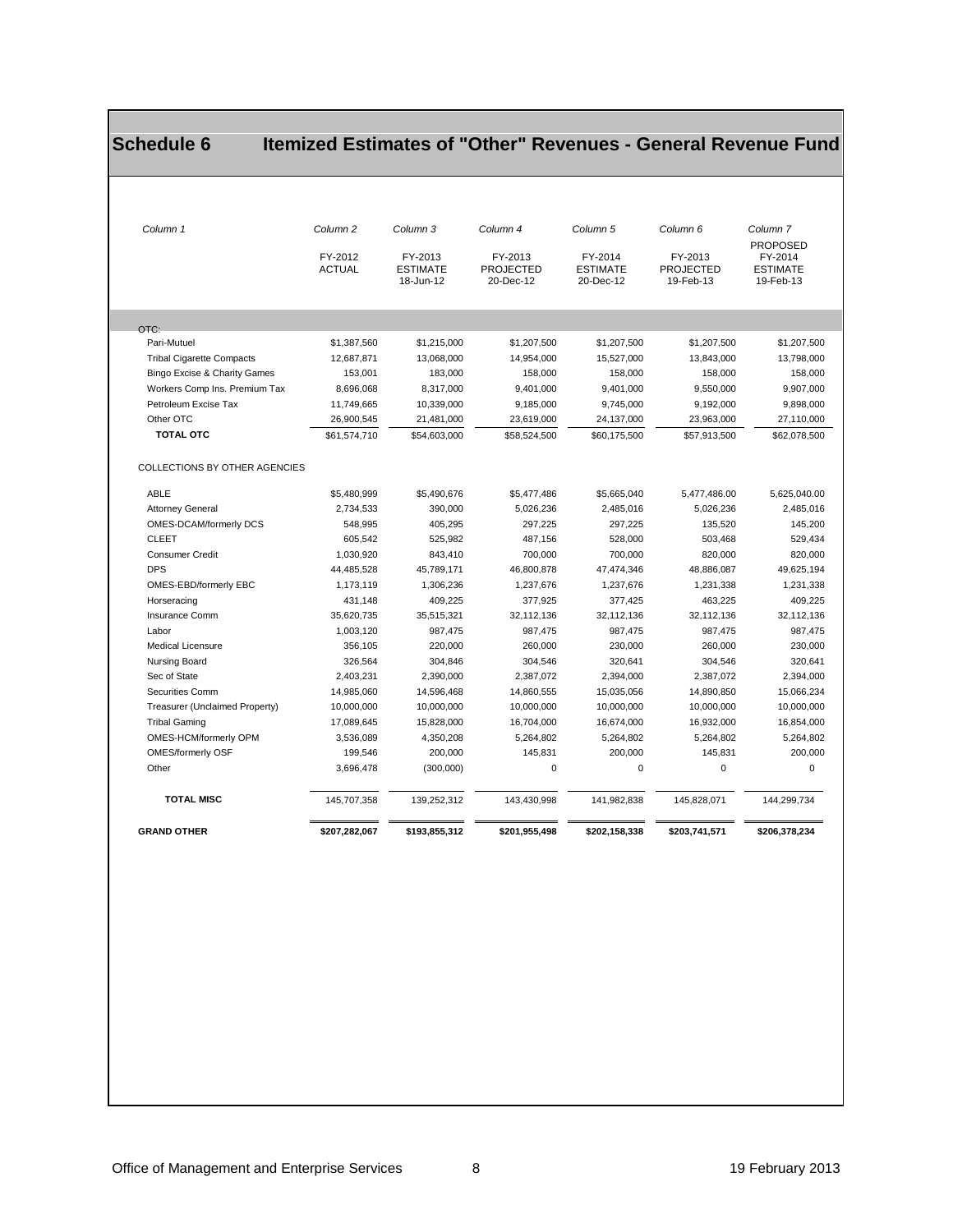# Schedule 6 Itemized Estimates of "Other" Revenues - General Revenue Fund

| *Column 1* | *Column 2* | *Column 3* | *Column 4* | *Column 5* | *Column 6* | *Column 7* |
|---|---|---|---|---|---|---|
| | FY-2012 ACTUAL | FY-2013 ESTIMATE 18-Jun-12 | FY-2013 PROJECTED 20-Dec-12 | FY-2014 ESTIMATE 20-Dec-12 | FY-2013 PROJECTED 19-Feb-13 | PROPOSED FY-2014 ESTIMATE 19-Feb-13 |
| OTC: | | | | | | |
| Pari-Mutuel | $1,387,560 | $1,215,000 | $1,207,500 | $1,207,500 | $1,207,500 | $1,207,500 |
| Tribal Cigarette Compacts | 12,687,871 | 13,068,000 | 14,954,000 | 15,527,000 | 13,843,000 | 13,798,000 |
| Bingo Excise & Charity Games | 153,001 | 183,000 | 158,000 | 158,000 | 158,000 | 158,000 |
| Workers Comp Ins. Premium Tax | 8,696,068 | 8,317,000 | 9,401,000 | 9,401,000 | 9,550,000 | 9,907,000 |
| Petroleum Excise Tax | 11,749,665 | 10,339,000 | 9,185,000 | 9,745,000 | 9,192,000 | 9,898,000 |
| Other OTC | 26,900,545 | 21,481,000 | 23,619,000 | 24,137,000 | 23,963,000 | 27,110,000 |
| **TOTAL OTC** | $61,574,710 | $54,603,000 | $58,524,500 | $60,175,500 | $57,913,500 | $62,078,500 |
| COLLECTIONS BY OTHER AGENCIES | | | | | | |
| ABLE | $5,480,999 | $5,490,676 | $5,477,486 | $5,665,040 | 5,477,486.00 | 5,625,040.00 |
| Attorney General | 2,734,533 | 390,000 | 5,026,236 | 2,485,016 | 5,026,236 | 2,485,016 |
| OMES-DCAM/formerly DCS | 548,995 | 405,295 | 297,225 | 297,225 | 135,520 | 145,200 |
| CLEET | 605,542 | 525,982 | 487,156 | 528,000 | 503,468 | 529,434 |
| Consumer Credit | 1,030,920 | 843,410 | 700,000 | 700,000 | 820,000 | 820,000 |
| DPS | 44,485,528 | 45,789,171 | 46,800,878 | 47,474,346 | 48,886,087 | 49,625,194 |
| OMES-EBD/formerly EBC | 1,173,119 | 1,306,236 | 1,237,676 | 1,237,676 | 1,231,338 | 1,231,338 |
| Horseracing | 431,148 | 409,225 | 377,925 | 377,425 | 463,225 | 409,225 |
| Insurance Comm | 35,620,735 | 35,515,321 | 32,112,136 | 32,112,136 | 32,112,136 | 32,112,136 |
| Labor | 1,003,120 | 987,475 | 987,475 | 987,475 | 987,475 | 987,475 |
| Medical Licensure | 356,105 | 220,000 | 260,000 | 230,000 | 260,000 | 230,000 |
| Nursing Board | 326,564 | 304,846 | 304,546 | 320,641 | 304,546 | 320,641 |
| Sec of State | 2,403,231 | 2,390,000 | 2,387,072 | 2,394,000 | 2,387,072 | 2,394,000 |
| Securities Comm | 14,985,060 | 14,596,468 | 14,860,555 | 15,035,056 | 14,890,850 | 15,066,234 |
| Treasurer (Unclaimed Property) | 10,000,000 | 10,000,000 | 10,000,000 | 10,000,000 | 10,000,000 | 10,000,000 |
| Tribal Gaming | 17,089,645 | 15,828,000 | 16,704,000 | 16,674,000 | 16,932,000 | 16,854,000 |
| OMES-HCM/formerly OPM | 3,536,089 | 4,350,208 | 5,264,802 | 5,264,802 | 5,264,802 | 5,264,802 |
| OMES/formerly OSF | 199,546 | 200,000 | 145,831 | 200,000 | 145,831 | 200,000 |
| Other | 3,696,478 | (300,000) | 0 | 0 | 0 | 0 |
| **TOTAL MISC** | 145,707,358 | 139,252,312 | 143,430,998 | 141,982,838 | 145,828,071 | 144,299,734 |
| **GRAND OTHER** | **$207,282,067** | **$193,855,312** | **$201,955,498** | **$202,158,338** | **$203,741,571** | **$206,378,234** |

Office of Management and Enterprise Services 19 February 2013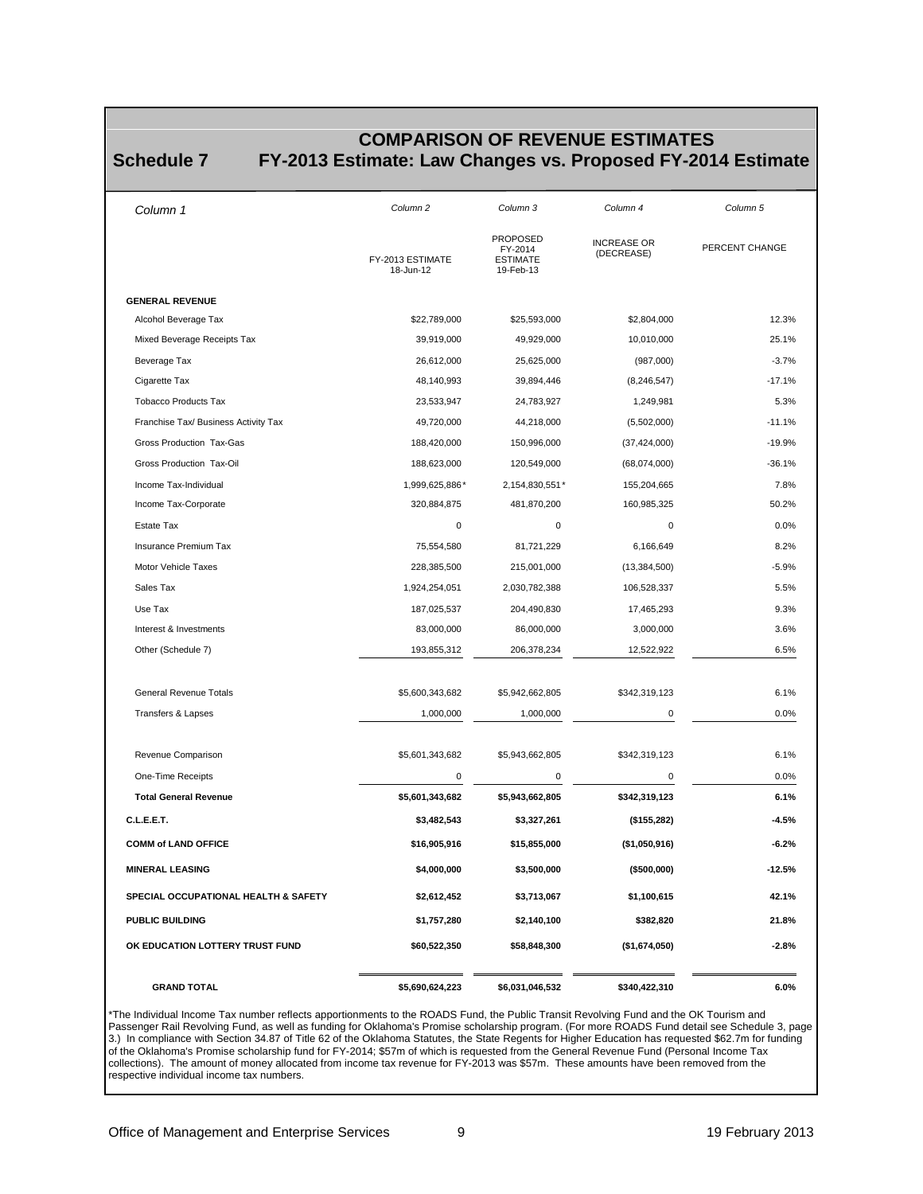# Schedule 7 — COMPARISON OF REVENUE ESTIMATES

## FY-2013 Estimate: Law Changes vs. Proposed FY-2014 Estimate

| *Column 1* | *Column 2* | *Column 3* | *Column 4* | *Column 5* |
|---|---|---|---|---|
| | FY-2013 ESTIMATE 18-Jun-12 | PROPOSED FY-2014 ESTIMATE 19-Feb-13 | INCREASE OR (DECREASE) | PERCENT CHANGE |
| **GENERAL REVENUE** | | | | |
| Alcohol Beverage Tax | $22,789,000 | $25,593,000 | $2,804,000 | 12.3% |
| Mixed Beverage Receipts Tax | 39,919,000 | 49,929,000 | 10,010,000 | 25.1% |
| Beverage Tax | 26,612,000 | 25,625,000 | (987,000) | -3.7% |
| Cigarette Tax | 48,140,993 | 39,894,446 | (8,246,547) | -17.1% |
| Tobacco Products Tax | 23,533,947 | 24,783,927 | 1,249,981 | 5.3% |
| Franchise Tax/ Business Activity Tax | 49,720,000 | 44,218,000 | (5,502,000) | -11.1% |
| Gross Production Tax-Gas | 188,420,000 | 150,996,000 | (37,424,000) | -19.9% |
| Gross Production Tax-Oil | 188,623,000 | 120,549,000 | (68,074,000) | -36.1% |
| Income Tax-Individual | 1,999,625,886* | 2,154,830,551* | 155,204,665 | 7.8% |
| Income Tax-Corporate | 320,884,875 | 481,870,200 | 160,985,325 | 50.2% |
| Estate Tax | 0 | 0 | 0 | 0.0% |
| Insurance Premium Tax | 75,554,580 | 81,721,229 | 6,166,649 | 8.2% |
| Motor Vehicle Taxes | 228,385,500 | 215,001,000 | (13,384,500) | -5.9% |
| Sales Tax | 1,924,254,051 | 2,030,782,388 | 106,528,337 | 5.5% |
| Use Tax | 187,025,537 | 204,490,830 | 17,465,293 | 9.3% |
| Interest & Investments | 83,000,000 | 86,000,000 | 3,000,000 | 3.6% |
| Other (Schedule 7) | 193,855,312 | 206,378,234 | 12,522,922 | 6.5% |
| General Revenue Totals | $5,600,343,682 | $5,942,662,805 | $342,319,123 | 6.1% |
| Transfers & Lapses | 1,000,000 | 1,000,000 | 0 | 0.0% |
| Revenue Comparison | $5,601,343,682 | $5,943,662,805 | $342,319,123 | 6.1% |
| One-Time Receipts | 0 | 0 | 0 | 0.0% |
| **Total General Revenue** | **$5,601,343,682** | **$5,943,662,805** | **$342,319,123** | **6.1%** |
| **C.L.E.E.T.** | **$3,482,543** | **$3,327,261** | **($155,282)** | **-4.5%** |
| **COMM of LAND OFFICE** | **$16,905,916** | **$15,855,000** | **($1,050,916)** | **-6.2%** |
| **MINERAL LEASING** | **$4,000,000** | **$3,500,000** | **($500,000)** | **-12.5%** |
| **SPECIAL OCCUPATIONAL HEALTH & SAFETY** | **$2,612,452** | **$3,713,067** | **$1,100,615** | **42.1%** |
| **PUBLIC BUILDING** | **$1,757,280** | **$2,140,100** | **$382,820** | **21.8%** |
| **OK EDUCATION LOTTERY TRUST FUND** | **$60,522,350** | **$58,848,300** | **($1,674,050)** | **-2.8%** |
| **GRAND TOTAL** | **$5,690,624,223** | **$6,031,046,532** | **$340,422,310** | **6.0%** |

*The Individual Income Tax number reflects apportionments to the ROADS Fund, the Public Transit Revolving Fund and the OK Tourism and Passenger Rail Revolving Fund, as well as funding for Oklahoma's Promise scholarship program. (For more ROADS Fund detail see Schedule 3, page 3.) In compliance with Section 34.87 of Title 62 of the Oklahoma Statutes, the State Regents for Higher Education has requested $62.7m for funding of the Oklahoma's Promise scholarship fund for FY-2014; $57m of which is requested from the General Revenue Fund (Personal Income Tax collections). The amount of money allocated from income tax revenue for FY-2013 was $57m. These amounts have been removed from the respective individual income tax numbers.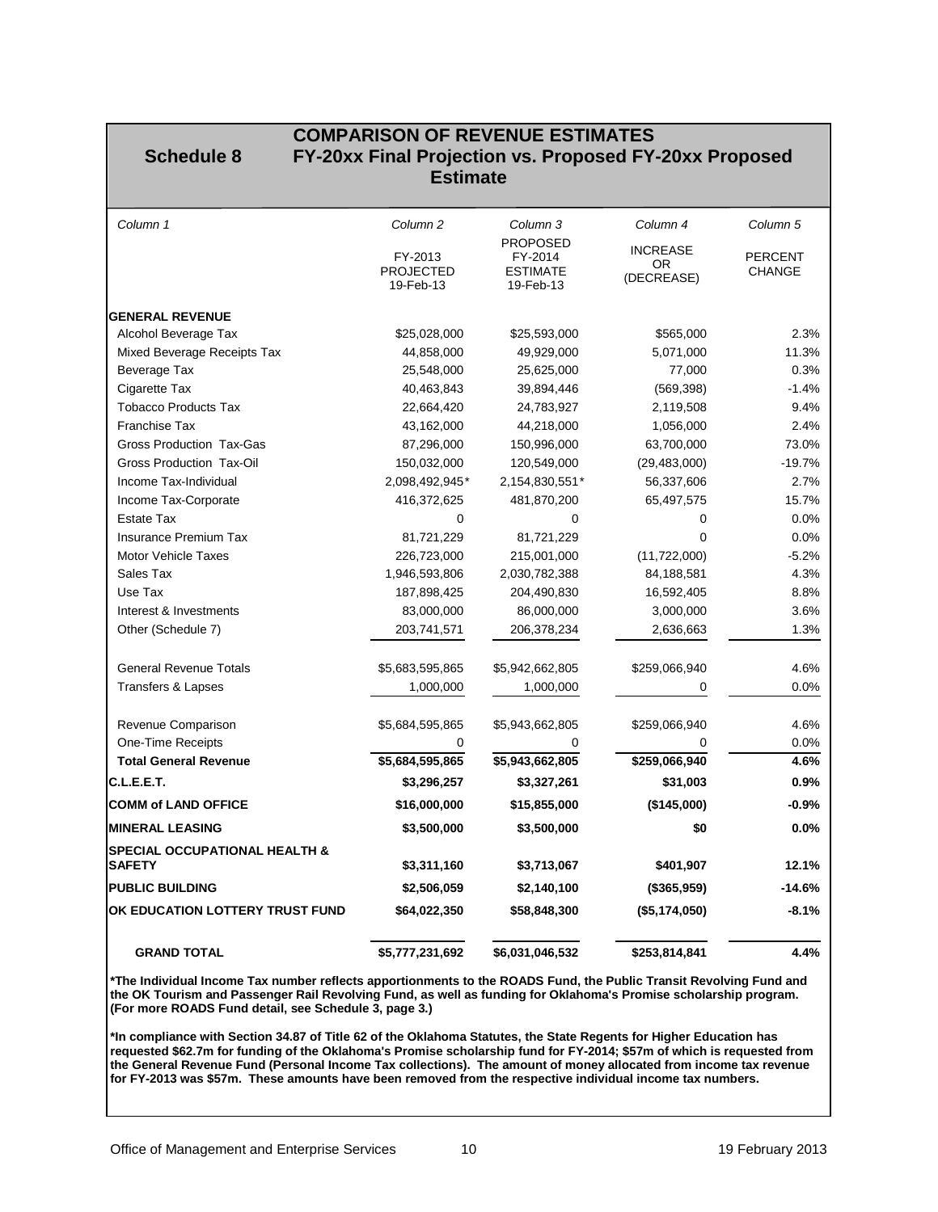# Schedule 8

## COMPARISON OF REVENUE ESTIMATES
## FY-20xx Final Projection vs. Proposed FY-20xx Proposed Estimate

| *Column 1* | *Column 2* | *Column 3* | *Column 4* | *Column 5* |
|---|---|---|---|---|
| | FY-2013 PROJECTED 19-Feb-13 | PROPOSED FY-2014 ESTIMATE 19-Feb-13 | INCREASE OR (DECREASE) | PERCENT CHANGE |
| **GENERAL REVENUE** | | | | |
| Alcohol Beverage Tax | $25,028,000 | $25,593,000 | $565,000 | 2.3% |
| Mixed Beverage Receipts Tax | 44,858,000 | 49,929,000 | 5,071,000 | 11.3% |
| Beverage Tax | 25,548,000 | 25,625,000 | 77,000 | 0.3% |
| Cigarette Tax | 40,463,843 | 39,894,446 | (569,398) | -1.4% |
| Tobacco Products Tax | 22,664,420 | 24,783,927 | 2,119,508 | 9.4% |
| Franchise Tax | 43,162,000 | 44,218,000 | 1,056,000 | 2.4% |
| Gross Production Tax-Gas | 87,296,000 | 150,996,000 | 63,700,000 | 73.0% |
| Gross Production Tax-Oil | 150,032,000 | 120,549,000 | (29,483,000) | -19.7% |
| Income Tax-Individual | 2,098,492,945* | 2,154,830,551* | 56,337,606 | 2.7% |
| Income Tax-Corporate | 416,372,625 | 481,870,200 | 65,497,575 | 15.7% |
| Estate Tax | 0 | 0 | 0 | 0.0% |
| Insurance Premium Tax | 81,721,229 | 81,721,229 | 0 | 0.0% |
| Motor Vehicle Taxes | 226,723,000 | 215,001,000 | (11,722,000) | -5.2% |
| Sales Tax | 1,946,593,806 | 2,030,782,388 | 84,188,581 | 4.3% |
| Use Tax | 187,898,425 | 204,490,830 | 16,592,405 | 8.8% |
| Interest & Investments | 83,000,000 | 86,000,000 | 3,000,000 | 3.6% |
| Other (Schedule 7) | 203,741,571 | 206,378,234 | 2,636,663 | 1.3% |
| General Revenue Totals | $5,683,595,865 | $5,942,662,805 | $259,066,940 | 4.6% |
| Transfers & Lapses | 1,000,000 | 1,000,000 | 0 | 0.0% |
| Revenue Comparison | $5,684,595,865 | $5,943,662,805 | $259,066,940 | 4.6% |
| One-Time Receipts | 0 | 0 | 0 | 0.0% |
| **Total General Revenue** | **$5,684,595,865** | **$5,943,662,805** | **$259,066,940** | **4.6%** |
| **C.L.E.E.T.** | **$3,296,257** | **$3,327,261** | **$31,003** | **0.9%** |
| **COMM of LAND OFFICE** | **$16,000,000** | **$15,855,000** | **($145,000)** | **-0.9%** |
| **MINERAL LEASING** | **$3,500,000** | **$3,500,000** | **$0** | **0.0%** |
| **SPECIAL OCCUPATIONAL HEALTH & SAFETY** | **$3,311,160** | **$3,713,067** | **$401,907** | **12.1%** |
| **PUBLIC BUILDING** | **$2,506,059** | **$2,140,100** | **($365,959)** | **-14.6%** |
| **OK EDUCATION LOTTERY TRUST FUND** | **$64,022,350** | **$58,848,300** | **($5,174,050)** | **-8.1%** |
| **GRAND TOTAL** | **$5,777,231,692** | **$6,031,046,532** | **$253,814,841** | **4.4%** |

**\*The Individual Income Tax number reflects apportionments to the ROADS Fund, the Public Transit Revolving Fund and the OK Tourism and Passenger Rail Revolving Fund, as well as funding for Oklahoma's Promise scholarship program. (For more ROADS Fund detail, see Schedule 3, page 3.)**

**\*In compliance with Section 34.87 of Title 62 of the Oklahoma Statutes, the State Regents for Higher Education has requested $62.7m for funding of the Oklahoma's Promise scholarship fund for FY-2014; $57m of which is requested from the General Revenue Fund (Personal Income Tax collections). The amount of money allocated from income tax revenue for FY-2013 was $57m. These amounts have been removed from the respective individual income tax numbers.**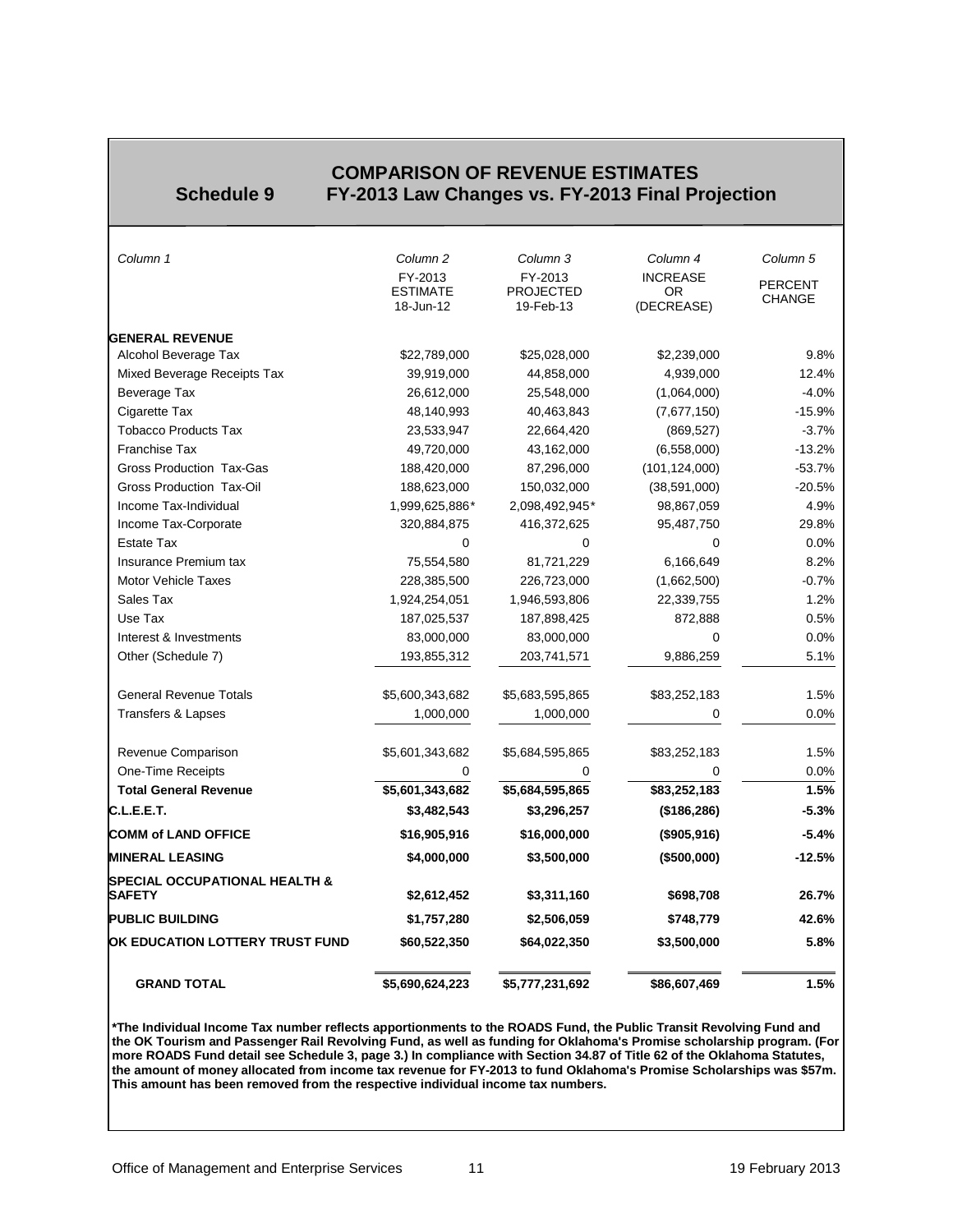# Schedule 9

## COMPARISON OF REVENUE ESTIMATES
## FY-2013 Law Changes vs. FY-2013 Final Projection

| *Column 1* | *Column 2* FY-2013 ESTIMATE 18-Jun-12 | *Column 3* FY-2013 PROJECTED 19-Feb-13 | *Column 4* INCREASE OR (DECREASE) | *Column 5* PERCENT CHANGE |
|---|---|---|---|---|
| **GENERAL REVENUE** | | | | |
| Alcohol Beverage Tax | $22,789,000 | $25,028,000 | $2,239,000 | 9.8% |
| Mixed Beverage Receipts Tax | 39,919,000 | 44,858,000 | 4,939,000 | 12.4% |
| Beverage Tax | 26,612,000 | 25,548,000 | (1,064,000) | -4.0% |
| Cigarette Tax | 48,140,993 | 40,463,843 | (7,677,150) | -15.9% |
| Tobacco Products Tax | 23,533,947 | 22,664,420 | (869,527) | -3.7% |
| Franchise Tax | 49,720,000 | 43,162,000 | (6,558,000) | -13.2% |
| Gross Production Tax-Gas | 188,420,000 | 87,296,000 | (101,124,000) | -53.7% |
| Gross Production Tax-Oil | 188,623,000 | 150,032,000 | (38,591,000) | -20.5% |
| Income Tax-Individual | 1,999,625,886* | 2,098,492,945* | 98,867,059 | 4.9% |
| Income Tax-Corporate | 320,884,875 | 416,372,625 | 95,487,750 | 29.8% |
| Estate Tax | 0 | 0 | 0 | 0.0% |
| Insurance Premium tax | 75,554,580 | 81,721,229 | 6,166,649 | 8.2% |
| Motor Vehicle Taxes | 228,385,500 | 226,723,000 | (1,662,500) | -0.7% |
| Sales Tax | 1,924,254,051 | 1,946,593,806 | 22,339,755 | 1.2% |
| Use Tax | 187,025,537 | 187,898,425 | 872,888 | 0.5% |
| Interest & Investments | 83,000,000 | 83,000,000 | 0 | 0.0% |
| Other (Schedule 7) | 193,855,312 | 203,741,571 | 9,886,259 | 5.1% |
| General Revenue Totals | $5,600,343,682 | $5,683,595,865 | $83,252,183 | 1.5% |
| Transfers & Lapses | 1,000,000 | 1,000,000 | 0 | 0.0% |
| Revenue Comparison | $5,601,343,682 | $5,684,595,865 | $83,252,183 | 1.5% |
| One-Time Receipts | 0 | 0 | 0 | 0.0% |
| **Total General Revenue** | **$5,601,343,682** | **$5,684,595,865** | **$83,252,183** | **1.5%** |
| **C.L.E.E.T.** | **$3,482,543** | **$3,296,257** | **($186,286)** | **-5.3%** |
| **COMM of LAND OFFICE** | **$16,905,916** | **$16,000,000** | **($905,916)** | **-5.4%** |
| **MINERAL LEASING** | **$4,000,000** | **$3,500,000** | **($500,000)** | **-12.5%** |
| **SPECIAL OCCUPATIONAL HEALTH & SAFETY** | **$2,612,452** | **$3,311,160** | **$698,708** | **26.7%** |
| **PUBLIC BUILDING** | **$1,757,280** | **$2,506,059** | **$748,779** | **42.6%** |
| **OK EDUCATION LOTTERY TRUST FUND** | **$60,522,350** | **$64,022,350** | **$3,500,000** | **5.8%** |
| **GRAND TOTAL** | **$5,690,624,223** | **$5,777,231,692** | **$86,607,469** | **1.5%** |

**\*The Individual Income Tax number reflects apportionments to the ROADS Fund, the Public Transit Revolving Fund and the OK Tourism and Passenger Rail Revolving Fund, as well as funding for Oklahoma's Promise scholarship program. (For more ROADS Fund detail see Schedule 3, page 3.) In compliance with Section 34.87 of Title 62 of the Oklahoma Statutes, the amount of money allocated from income tax revenue for FY-2013 to fund Oklahoma's Promise Scholarships was $57m. This amount has been removed from the respective individual income tax numbers.**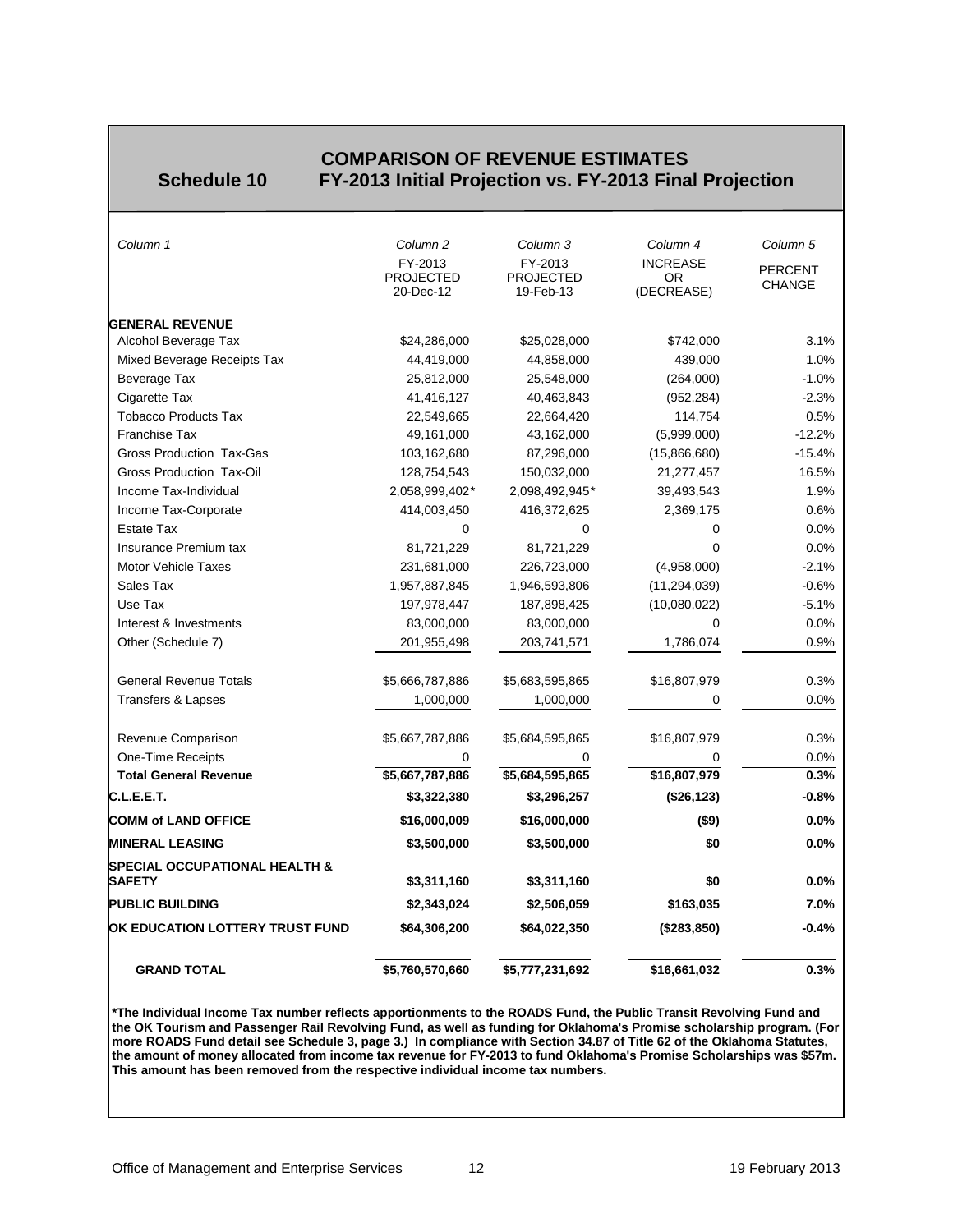# Schedule 10

## COMPARISON OF REVENUE ESTIMATES
## FY-2013 Initial Projection vs. FY-2013 Final Projection

| *Column 1* | *Column 2*<br>FY-2013 PROJECTED 20-Dec-12 | *Column 3*<br>FY-2013 PROJECTED 19-Feb-13 | *Column 4*<br>INCREASE OR (DECREASE) | *Column 5*<br>PERCENT CHANGE |
|---|---|---|---|---|
| **GENERAL REVENUE** | | | | |
| Alcohol Beverage Tax | $24,286,000 | $25,028,000 | $742,000 | 3.1% |
| Mixed Beverage Receipts Tax | 44,419,000 | 44,858,000 | 439,000 | 1.0% |
| Beverage Tax | 25,812,000 | 25,548,000 | (264,000) | -1.0% |
| Cigarette Tax | 41,416,127 | 40,463,843 | (952,284) | -2.3% |
| Tobacco Products Tax | 22,549,665 | 22,664,420 | 114,754 | 0.5% |
| Franchise Tax | 49,161,000 | 43,162,000 | (5,999,000) | -12.2% |
| Gross Production Tax-Gas | 103,162,680 | 87,296,000 | (15,866,680) | -15.4% |
| Gross Production Tax-Oil | 128,754,543 | 150,032,000 | 21,277,457 | 16.5% |
| Income Tax-Individual | 2,058,999,402* | 2,098,492,945* | 39,493,543 | 1.9% |
| Income Tax-Corporate | 414,003,450 | 416,372,625 | 2,369,175 | 0.6% |
| Estate Tax | 0 | 0 | 0 | 0.0% |
| Insurance Premium tax | 81,721,229 | 81,721,229 | 0 | 0.0% |
| Motor Vehicle Taxes | 231,681,000 | 226,723,000 | (4,958,000) | -2.1% |
| Sales Tax | 1,957,887,845 | 1,946,593,806 | (11,294,039) | -0.6% |
| Use Tax | 197,978,447 | 187,898,425 | (10,080,022) | -5.1% |
| Interest & Investments | 83,000,000 | 83,000,000 | 0 | 0.0% |
| Other (Schedule 7) | 201,955,498 | 203,741,571 | 1,786,074 | 0.9% |
| General Revenue Totals | $5,666,787,886 | $5,683,595,865 | $16,807,979 | 0.3% |
| Transfers & Lapses | 1,000,000 | 1,000,000 | 0 | 0.0% |
| Revenue Comparison | $5,667,787,886 | $5,684,595,865 | $16,807,979 | 0.3% |
| One-Time Receipts | 0 | 0 | 0 | 0.0% |
| **Total General Revenue** | **$5,667,787,886** | **$5,684,595,865** | **$16,807,979** | **0.3%** |
| **C.L.E.E.T.** | **$3,322,380** | **$3,296,257** | **($26,123)** | **-0.8%** |
| **COMM of LAND OFFICE** | **$16,000,009** | **$16,000,000** | **($9)** | **0.0%** |
| **MINERAL LEASING** | **$3,500,000** | **$3,500,000** | **$0** | **0.0%** |
| **SPECIAL OCCUPATIONAL HEALTH & SAFETY** | **$3,311,160** | **$3,311,160** | **$0** | **0.0%** |
| **PUBLIC BUILDING** | **$2,343,024** | **$2,506,059** | **$163,035** | **7.0%** |
| **OK EDUCATION LOTTERY TRUST FUND** | **$64,306,200** | **$64,022,350** | **($283,850)** | **-0.4%** |
| **GRAND TOTAL** | **$5,760,570,660** | **$5,777,231,692** | **$16,661,032** | **0.3%** |

**\*The Individual Income Tax number reflects apportionments to the ROADS Fund, the Public Transit Revolving Fund and the OK Tourism and Passenger Rail Revolving Fund, as well as funding for Oklahoma's Promise scholarship program. (For more ROADS Fund detail see Schedule 3, page 3.) In compliance with Section 34.87 of Title 62 of the Oklahoma Statutes, the amount of money allocated from income tax revenue for FY-2013 to fund Oklahoma's Promise Scholarships was $57m. This amount has been removed from the respective individual income tax numbers.**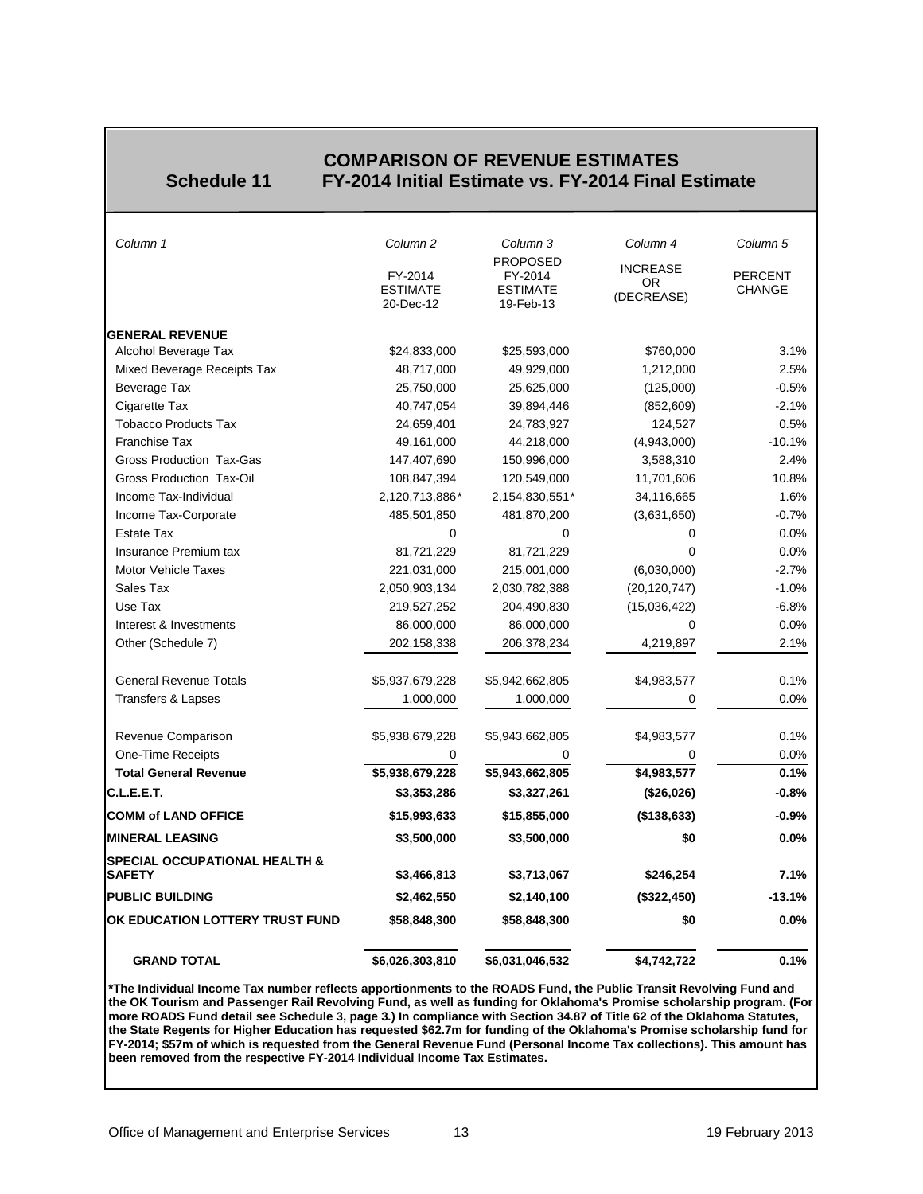# Schedule 11

## COMPARISON OF REVENUE ESTIMATES
## FY-2014 Initial Estimate vs. FY-2014 Final Estimate

| *Column 1* | *Column 2* | *Column 3* | *Column 4* | *Column 5* |
|---|---|---|---|---|
| | FY-2014 ESTIMATE 20-Dec-12 | PROPOSED FY-2014 ESTIMATE 19-Feb-13 | INCREASE OR (DECREASE) | PERCENT CHANGE |
| **GENERAL REVENUE** | | | | |
| Alcohol Beverage Tax | $24,833,000 | $25,593,000 | $760,000 | 3.1% |
| Mixed Beverage Receipts Tax | 48,717,000 | 49,929,000 | 1,212,000 | 2.5% |
| Beverage Tax | 25,750,000 | 25,625,000 | (125,000) | -0.5% |
| Cigarette Tax | 40,747,054 | 39,894,446 | (852,609) | -2.1% |
| Tobacco Products Tax | 24,659,401 | 24,783,927 | 124,527 | 0.5% |
| Franchise Tax | 49,161,000 | 44,218,000 | (4,943,000) | -10.1% |
| Gross Production Tax-Gas | 147,407,690 | 150,996,000 | 3,588,310 | 2.4% |
| Gross Production Tax-Oil | 108,847,394 | 120,549,000 | 11,701,606 | 10.8% |
| Income Tax-Individual | 2,120,713,886* | 2,154,830,551* | 34,116,665 | 1.6% |
| Income Tax-Corporate | 485,501,850 | 481,870,200 | (3,631,650) | -0.7% |
| Estate Tax | 0 | 0 | 0 | 0.0% |
| Insurance Premium tax | 81,721,229 | 81,721,229 | 0 | 0.0% |
| Motor Vehicle Taxes | 221,031,000 | 215,001,000 | (6,030,000) | -2.7% |
| Sales Tax | 2,050,903,134 | 2,030,782,388 | (20,120,747) | -1.0% |
| Use Tax | 219,527,252 | 204,490,830 | (15,036,422) | -6.8% |
| Interest & Investments | 86,000,000 | 86,000,000 | 0 | 0.0% |
| Other (Schedule 7) | 202,158,338 | 206,378,234 | 4,219,897 | 2.1% |
| General Revenue Totals | $5,937,679,228 | $5,942,662,805 | $4,983,577 | 0.1% |
| Transfers & Lapses | 1,000,000 | 1,000,000 | 0 | 0.0% |
| Revenue Comparison | $5,938,679,228 | $5,943,662,805 | $4,983,577 | 0.1% |
| One-Time Receipts | 0 | 0 | 0 | 0.0% |
| **Total General Revenue** | **$5,938,679,228** | **$5,943,662,805** | **$4,983,577** | **0.1%** |
| **C.L.E.E.T.** | **$3,353,286** | **$3,327,261** | **($26,026)** | **-0.8%** |
| **COMM of LAND OFFICE** | **$15,993,633** | **$15,855,000** | **($138,633)** | **-0.9%** |
| **MINERAL LEASING** | **$3,500,000** | **$3,500,000** | **$0** | **0.0%** |
| **SPECIAL OCCUPATIONAL HEALTH & SAFETY** | **$3,466,813** | **$3,713,067** | **$246,254** | **7.1%** |
| **PUBLIC BUILDING** | **$2,462,550** | **$2,140,100** | **($322,450)** | **-13.1%** |
| **OK EDUCATION LOTTERY TRUST FUND** | **$58,848,300** | **$58,848,300** | **$0** | **0.0%** |
| **GRAND TOTAL** | **$6,026,303,810** | **$6,031,046,532** | **$4,742,722** | **0.1%** |

**\*The Individual Income Tax number reflects apportionments to the ROADS Fund, the Public Transit Revolving Fund and the OK Tourism and Passenger Rail Revolving Fund, as well as funding for Oklahoma's Promise scholarship program. (For more ROADS Fund detail see Schedule 3, page 3.) In compliance with Section 34.87 of Title 62 of the Oklahoma Statutes, the State Regents for Higher Education has requested $62.7m for funding of the Oklahoma's Promise scholarship fund for FY-2014; $57m of which is requested from the General Revenue Fund (Personal Income Tax collections). This amount has been removed from the respective FY-2014 Individual Income Tax Estimates.**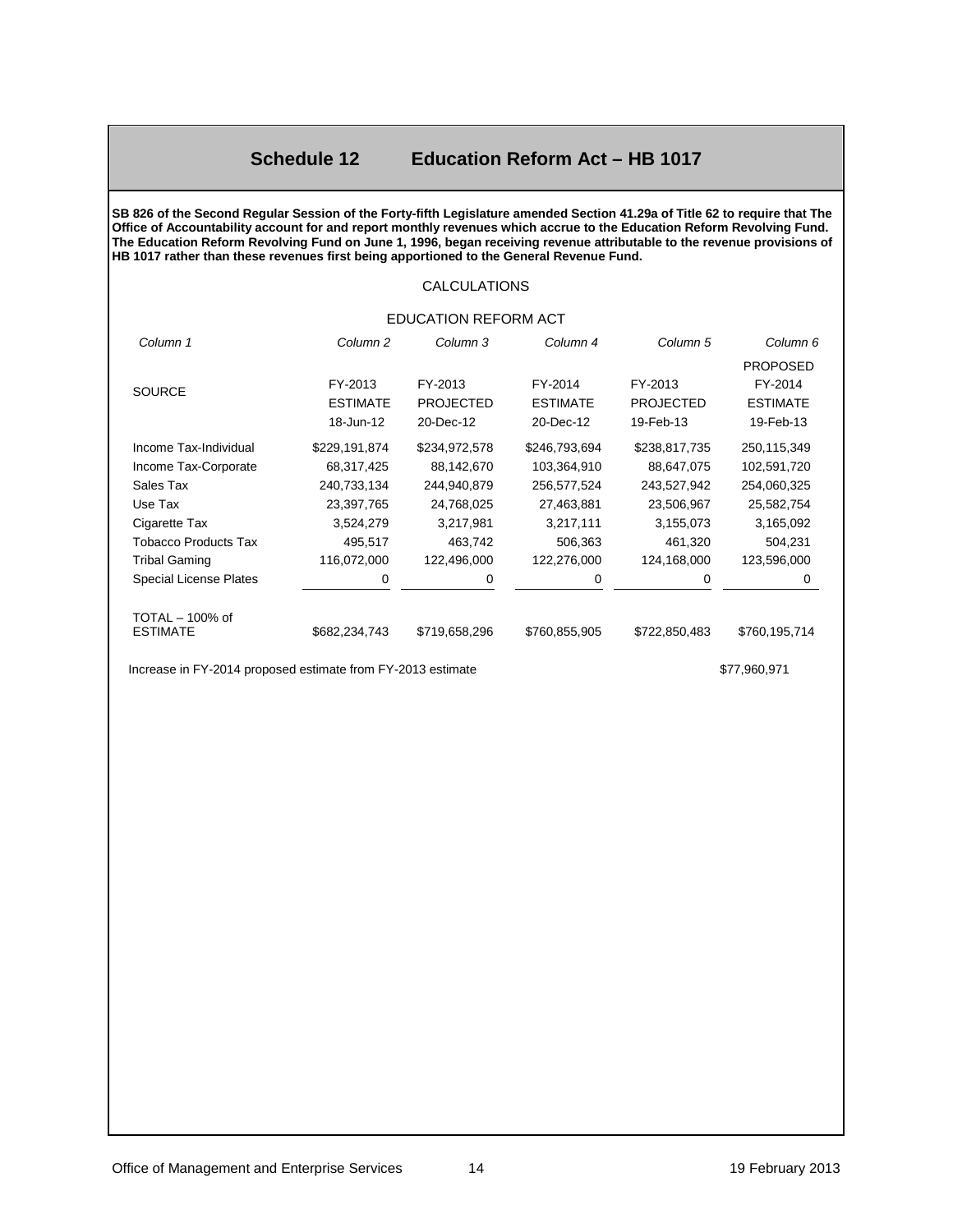# Schedule 12 Education Reform Act – HB 1017

**SB 826 of the Second Regular Session of the Forty-fifth Legislature amended Section 41.29a of Title 62 to require that The Office of Accountability account for and report monthly revenues which accrue to the Education Reform Revolving Fund. The Education Reform Revolving Fund on June 1, 1996, began receiving revenue attributable to the revenue provisions of HB 1017 rather than these revenues first being apportioned to the General Revenue Fund.**

CALCULATIONS

EDUCATION REFORM ACT

| *Column 1* | *Column 2* | *Column 3* | *Column 4* | *Column 5* | *Column 6* |
|---|---|---|---|---|---|
| SOURCE | FY-2013 ESTIMATE 18-Jun-12 | FY-2013 PROJECTED 20-Dec-12 | FY-2014 ESTIMATE 20-Dec-12 | FY-2013 PROJECTED 19-Feb-13 | PROPOSED FY-2014 ESTIMATE 19-Feb-13 |
| Income Tax-Individual | $229,191,874 | $234,972,578 | $246,793,694 | $238,817,735 | 250,115,349 |
| Income Tax-Corporate | 68,317,425 | 88,142,670 | 103,364,910 | 88,647,075 | 102,591,720 |
| Sales Tax | 240,733,134 | 244,940,879 | 256,577,524 | 243,527,942 | 254,060,325 |
| Use Tax | 23,397,765 | 24,768,025 | 27,463,881 | 23,506,967 | 25,582,754 |
| Cigarette Tax | 3,524,279 | 3,217,981 | 3,217,111 | 3,155,073 | 3,165,092 |
| Tobacco Products Tax | 495,517 | 463,742 | 506,363 | 461,320 | 504,231 |
| Tribal Gaming | 116,072,000 | 122,496,000 | 122,276,000 | 124,168,000 | 123,596,000 |
| Special License Plates | 0 | 0 | 0 | 0 | 0 |
| TOTAL – 100% of ESTIMATE | $682,234,743 | $719,658,296 | $760,855,905 | $722,850,483 | $760,195,714 |

Increase in FY-2014 proposed estimate from FY-2013 estimate $77,960,971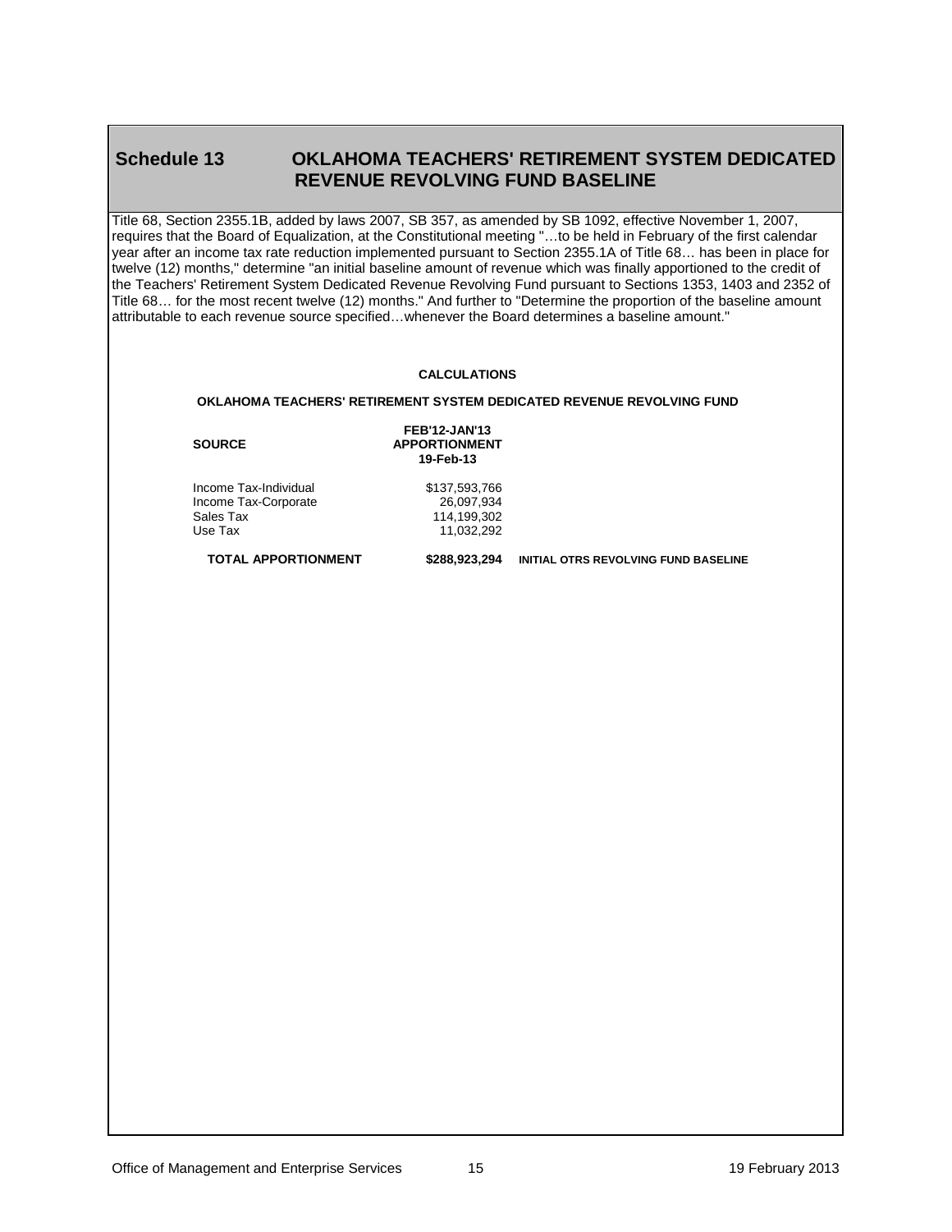## Schedule 13 OKLAHOMA TEACHERS' RETIREMENT SYSTEM DEDICATED REVENUE REVOLVING FUND BASELINE

Title 68, Section 2355.1B, added by laws 2007, SB 357, as amended by SB 1092, effective November 1, 2007, requires that the Board of Equalization, at the Constitutional meeting "…to be held in February of the first calendar year after an income tax rate reduction implemented pursuant to Section 2355.1A of Title 68… has been in place for twelve (12) months," determine "an initial baseline amount of revenue which was finally apportioned to the credit of the Teachers' Retirement System Dedicated Revenue Revolving Fund pursuant to Sections 1353, 1403 and 2352 of Title 68… for the most recent twelve (12) months." And further to "Determine the proportion of the baseline amount attributable to each revenue source specified…whenever the Board determines a baseline amount."

**CALCULATIONS**

**OKLAHOMA TEACHERS' RETIREMENT SYSTEM DEDICATED REVENUE REVOLVING FUND**

| SOURCE | FEB'12-JAN'13 APPORTIONMENT 19-Feb-13 | |
|---|---|---|
| Income Tax-Individual | $137,593,766 | |
| Income Tax-Corporate | 26,097,934 | |
| Sales Tax | 114,199,302 | |
| Use Tax | 11,032,292 | |
| **TOTAL APPORTIONMENT** | **$288,923,294** | **INITIAL OTRS REVOLVING FUND BASELINE** |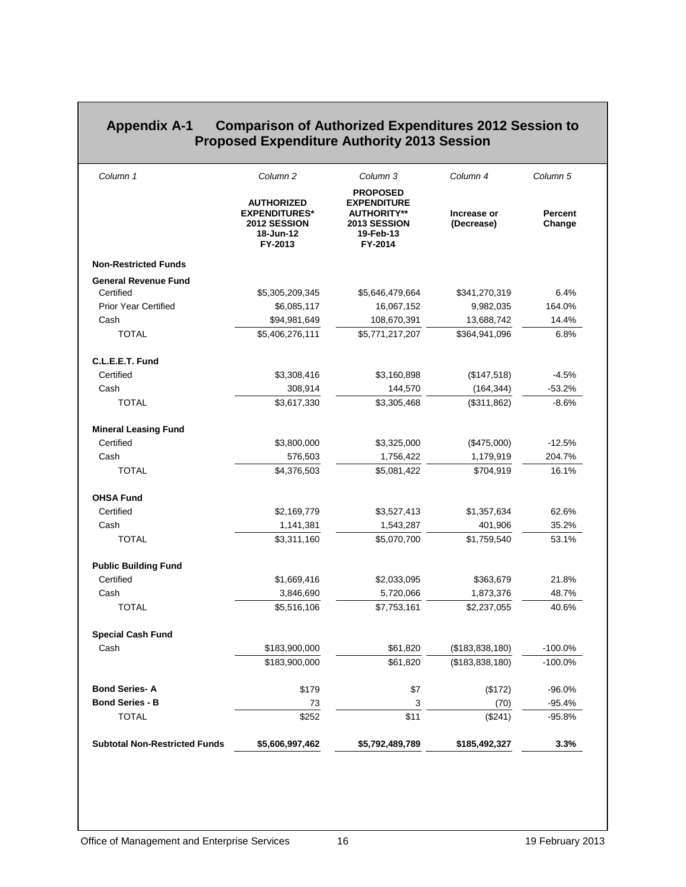## Appendix A-1 Comparison of Authorized Expenditures 2012 Session to Proposed Expenditure Authority 2013 Session

| *Column 1* | *Column 2* | *Column 3* | *Column 4* | *Column 5* |
|---|---|---|---|---|
| | **AUTHORIZED EXPENDITURES* 2012 SESSION 18-Jun-12 FY-2013** | **PROPOSED EXPENDITURE AUTHORITY** 2013 SESSION 19-Feb-13 FY-2014** | **Increase or (Decrease)** | **Percent Change** |
| **Non-Restricted Funds** | | | | |
| **General Revenue Fund** | | | | |
| Certified | $5,305,209,345 | $5,646,479,664 | $341,270,319 | 6.4% |
| Prior Year Certified | $6,085,117 | 16,067,152 | 9,982,035 | 164.0% |
| Cash | $94,981,649 | 108,670,391 | 13,688,742 | 14.4% |
| TOTAL | $5,406,276,111 | $5,771,217,207 | $364,941,096 | 6.8% |
| **C.L.E.E.T. Fund** | | | | |
| Certified | $3,308,416 | $3,160,898 | ($147,518) | -4.5% |
| Cash | 308,914 | 144,570 | (164,344) | -53.2% |
| TOTAL | $3,617,330 | $3,305,468 | ($311,862) | -8.6% |
| **Mineral Leasing Fund** | | | | |
| Certified | $3,800,000 | $3,325,000 | ($475,000) | -12.5% |
| Cash | 576,503 | 1,756,422 | 1,179,919 | 204.7% |
| TOTAL | $4,376,503 | $5,081,422 | $704,919 | 16.1% |
| **OHSA Fund** | | | | |
| Certified | $2,169,779 | $3,527,413 | $1,357,634 | 62.6% |
| Cash | 1,141,381 | 1,543,287 | 401,906 | 35.2% |
| TOTAL | $3,311,160 | $5,070,700 | $1,759,540 | 53.1% |
| **Public Building Fund** | | | | |
| Certified | $1,669,416 | $2,033,095 | $363,679 | 21.8% |
| Cash | 3,846,690 | 5,720,066 | 1,873,376 | 48.7% |
| TOTAL | $5,516,106 | $7,753,161 | $2,237,055 | 40.6% |
| **Special Cash Fund** | | | | |
| Cash | $183,900,000 | $61,820 | ($183,838,180) | -100.0% |
| | $183,900,000 | $61,820 | ($183,838,180) | -100.0% |
| **Bond Series- A** | $179 | $7 | ($172) | -96.0% |
| **Bond Series - B** | 73 | 3 | (70) | -95.4% |
| TOTAL | $252 | $11 | ($241) | -95.8% |
| **Subtotal Non-Restricted Funds** | **$5,606,997,462** | **$5,792,489,789** | **$185,492,327** | **3.3%** |

Office of Management and Enterprise Services 19 February 2013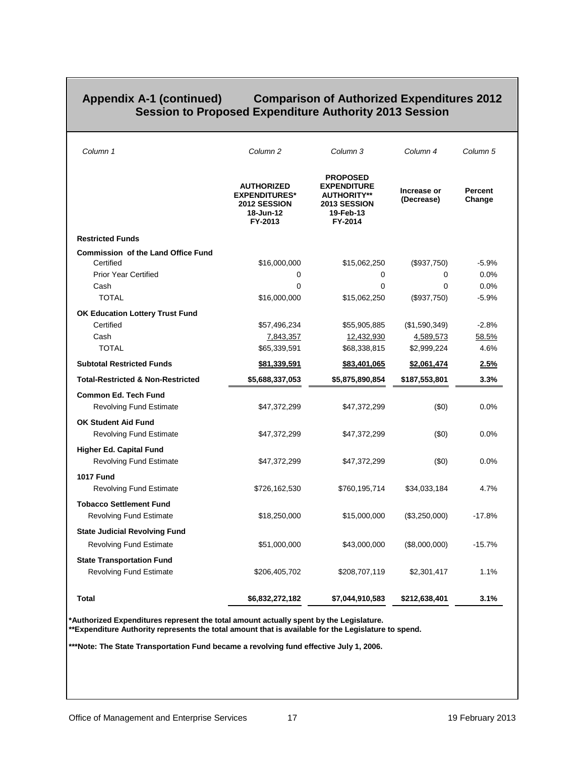## Appendix A-1 (continued) Comparison of Authorized Expenditures 2012 Session to Proposed Expenditure Authority 2013 Session

| *Column 1* | *Column 2* | *Column 3* | *Column 4* | *Column 5* |
|---|---|---|---|---|
| | **AUTHORIZED EXPENDITURES* 2012 SESSION 18-Jun-12 FY-2013** | **PROPOSED EXPENDITURE AUTHORITY** 2013 SESSION 19-Feb-13 FY-2014** | **Increase or (Decrease)** | **Percent Change** |
| **Restricted Funds** | | | | |
| **Commission of the Land Office Fund** | | | | |
| Certified | $16,000,000 | $15,062,250 | ($937,750) | -5.9% |
| Prior Year Certified | 0 | 0 | 0 | 0.0% |
| Cash | 0 | 0 | 0 | 0.0% |
| TOTAL | $16,000,000 | $15,062,250 | ($937,750) | -5.9% |
| **OK Education Lottery Trust Fund** | | | | |
| Certified | $57,496,234 | $55,905,885 | ($1,590,349) | -2.8% |
| Cash | 7,843,357 | 12,432,930 | 4,589,573 | 58.5% |
| TOTAL | $65,339,591 | $68,338,815 | $2,999,224 | 4.6% |
| **Subtotal Restricted Funds** | **$81,339,591** | **$83,401,065** | **$2,061,474** | **2.5%** |
| **Total-Restricted & Non-Restricted** | **$5,688,337,053** | **$5,875,890,854** | **$187,553,801** | **3.3%** |
| **Common Ed. Tech Fund** | | | | |
| Revolving Fund Estimate | $47,372,299 | $47,372,299 | ($0) | 0.0% |
| **OK Student Aid Fund** | | | | |
| Revolving Fund Estimate | $47,372,299 | $47,372,299 | ($0) | 0.0% |
| **Higher Ed. Capital Fund** | | | | |
| Revolving Fund Estimate | $47,372,299 | $47,372,299 | ($0) | 0.0% |
| **1017 Fund** | | | | |
| Revolving Fund Estimate | $726,162,530 | $760,195,714 | $34,033,184 | 4.7% |
| **Tobacco Settlement Fund** | | | | |
| Revolving Fund Estimate | $18,250,000 | $15,000,000 | ($3,250,000) | -17.8% |
| **State Judicial Revolving Fund** | | | | |
| Revolving Fund Estimate | $51,000,000 | $43,000,000 | ($8,000,000) | -15.7% |
| **State Transportation Fund** | | | | |
| Revolving Fund Estimate | $206,405,702 | $208,707,119 | $2,301,417 | 1.1% |
| **Total** | **$6,832,272,182** | **$7,044,910,583** | **$212,638,401** | **3.1%** |

**\*Authorized Expenditures represent the total amount actually spent by the Legislature.**
**\*\*Expenditure Authority represents the total amount that is available for the Legislature to spend.**

**\*\*\*Note: The State Transportation Fund became a revolving fund effective July 1, 2006.**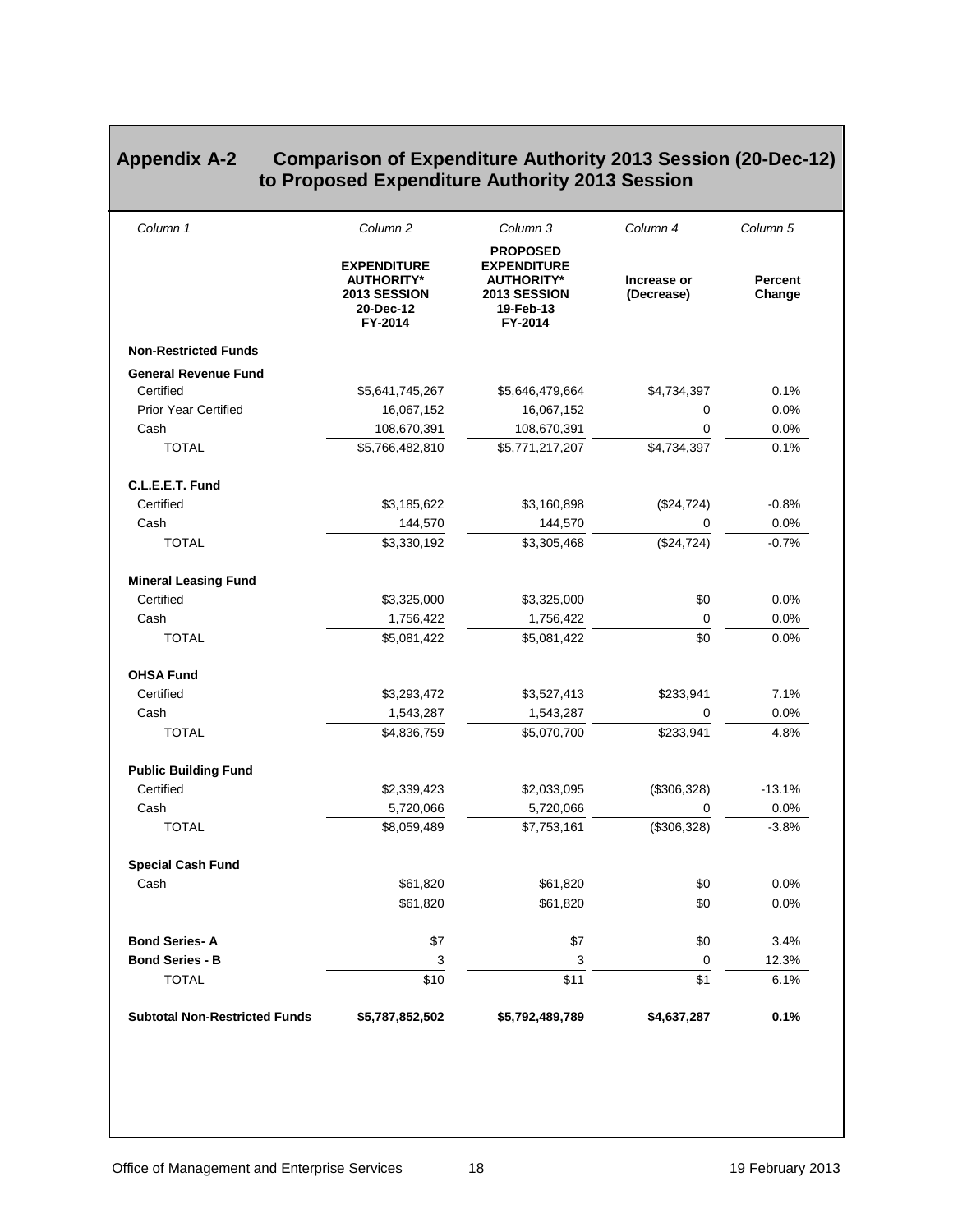# Appendix A-2 Comparison of Expenditure Authority 2013 Session (20-Dec-12) to Proposed Expenditure Authority 2013 Session

| *Column 1* | *Column 2* | *Column 3* | *Column 4* | *Column 5* |
|---|---|---|---|---|
| | **EXPENDITURE AUTHORITY* 2013 SESSION 20-Dec-12 FY-2014** | **PROPOSED EXPENDITURE AUTHORITY* 2013 SESSION 19-Feb-13 FY-2014** | **Increase or (Decrease)** | **Percent Change** |
| **Non-Restricted Funds** | | | | |
| **General Revenue Fund** | | | | |
| Certified | $5,641,745,267 | $5,646,479,664 | $4,734,397 | 0.1% |
| Prior Year Certified | 16,067,152 | 16,067,152 | 0 | 0.0% |
| Cash | 108,670,391 | 108,670,391 | 0 | 0.0% |
| TOTAL | $5,766,482,810 | $5,771,217,207 | $4,734,397 | 0.1% |
| **C.L.E.E.T. Fund** | | | | |
| Certified | $3,185,622 | $3,160,898 | ($24,724) | -0.8% |
| Cash | 144,570 | 144,570 | 0 | 0.0% |
| TOTAL | $3,330,192 | $3,305,468 | ($24,724) | -0.7% |
| **Mineral Leasing Fund** | | | | |
| Certified | $3,325,000 | $3,325,000 | $0 | 0.0% |
| Cash | 1,756,422 | 1,756,422 | 0 | 0.0% |
| TOTAL | $5,081,422 | $5,081,422 | $0 | 0.0% |
| **OHSA Fund** | | | | |
| Certified | $3,293,472 | $3,527,413 | $233,941 | 7.1% |
| Cash | 1,543,287 | 1,543,287 | 0 | 0.0% |
| TOTAL | $4,836,759 | $5,070,700 | $233,941 | 4.8% |
| **Public Building Fund** | | | | |
| Certified | $2,339,423 | $2,033,095 | ($306,328) | -13.1% |
| Cash | 5,720,066 | 5,720,066 | 0 | 0.0% |
| TOTAL | $8,059,489 | $7,753,161 | ($306,328) | -3.8% |
| **Special Cash Fund** | | | | |
| Cash | $61,820 | $61,820 | $0 | 0.0% |
| | $61,820 | $61,820 | $0 | 0.0% |
| **Bond Series- A** | $7 | $7 | $0 | 3.4% |
| **Bond Series - B** | 3 | 3 | 0 | 12.3% |
| TOTAL | $10 | $11 | $1 | 6.1% |
| **Subtotal Non-Restricted Funds** | **$5,787,852,502** | **$5,792,489,789** | **$4,637,287** | **0.1%** |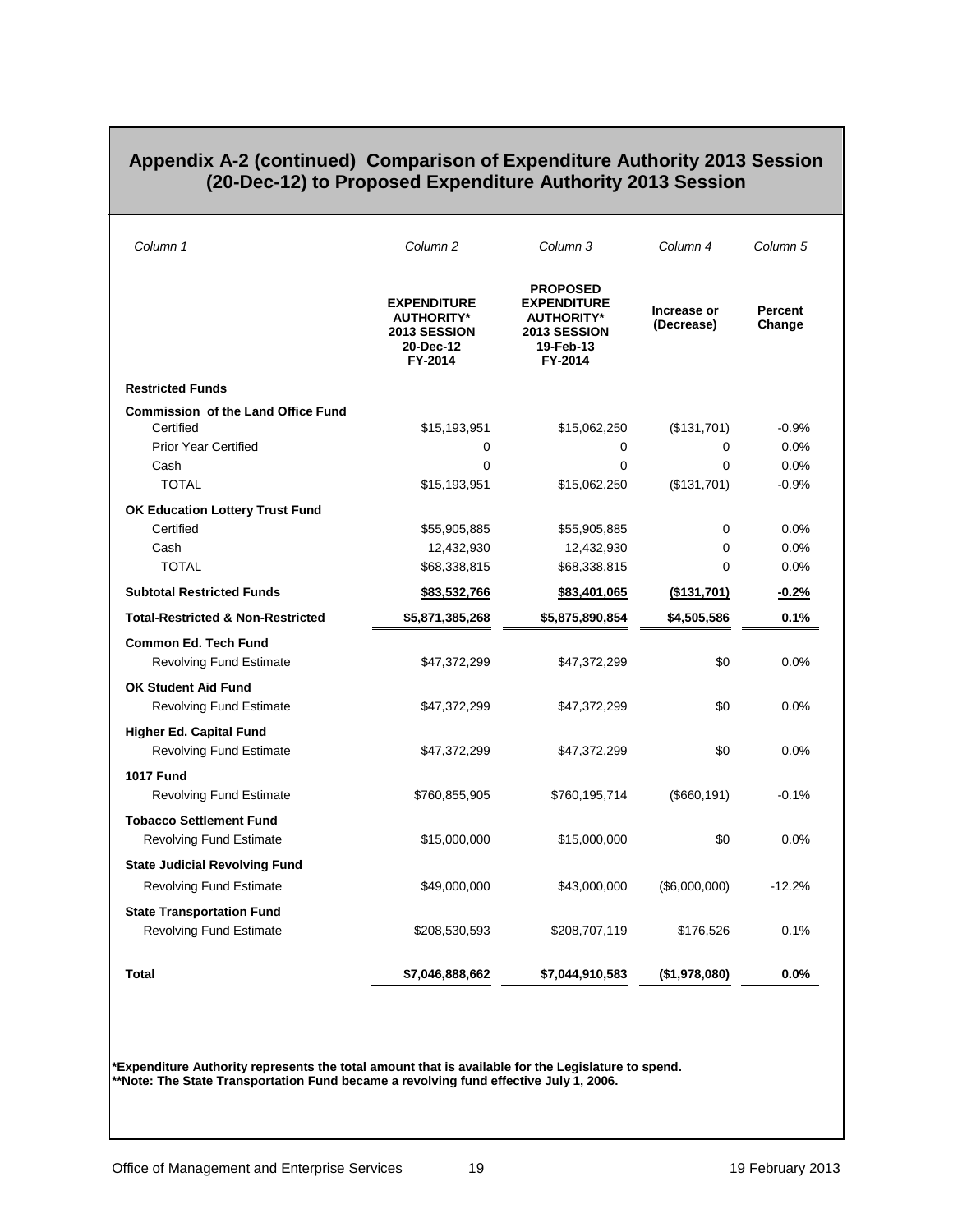## Appendix A-2 (continued) Comparison of Expenditure Authority 2013 Session (20-Dec-12) to Proposed Expenditure Authority 2013 Session

| *Column 1* | *Column 2* | *Column 3* | *Column 4* | *Column 5* |
|---|---|---|---|---|
| | **EXPENDITURE AUTHORITY* 2013 SESSION 20-Dec-12 FY-2014** | **PROPOSED EXPENDITURE AUTHORITY* 2013 SESSION 19-Feb-13 FY-2014** | **Increase or (Decrease)** | **Percent Change** |
| **Restricted Funds** | | | | |
| **Commission of the Land Office Fund** | | | | |
| Certified | $15,193,951 | $15,062,250 | ($131,701) | -0.9% |
| Prior Year Certified | 0 | 0 | 0 | 0.0% |
| Cash | 0 | 0 | 0 | 0.0% |
| TOTAL | $15,193,951 | $15,062,250 | ($131,701) | -0.9% |
| **OK Education Lottery Trust Fund** | | | | |
| Certified | $55,905,885 | $55,905,885 | 0 | 0.0% |
| Cash | 12,432,930 | 12,432,930 | 0 | 0.0% |
| TOTAL | $68,338,815 | $68,338,815 | 0 | 0.0% |
| **Subtotal Restricted Funds** | **$83,532,766** | **$83,401,065** | **($131,701)** | **-0.2%** |
| **Total-Restricted & Non-Restricted** | **$5,871,385,268** | **$5,875,890,854** | **$4,505,586** | **0.1%** |
| **Common Ed. Tech Fund** | | | | |
| Revolving Fund Estimate | $47,372,299 | $47,372,299 | $0 | 0.0% |
| **OK Student Aid Fund** | | | | |
| Revolving Fund Estimate | $47,372,299 | $47,372,299 | $0 | 0.0% |
| **Higher Ed. Capital Fund** | | | | |
| Revolving Fund Estimate | $47,372,299 | $47,372,299 | $0 | 0.0% |
| **1017 Fund** | | | | |
| Revolving Fund Estimate | $760,855,905 | $760,195,714 | ($660,191) | -0.1% |
| **Tobacco Settlement Fund** | | | | |
| Revolving Fund Estimate | $15,000,000 | $15,000,000 | $0 | 0.0% |
| **State Judicial Revolving Fund** | | | | |
| Revolving Fund Estimate | $49,000,000 | $43,000,000 | ($6,000,000) | -12.2% |
| **State Transportation Fund** | | | | |
| Revolving Fund Estimate | $208,530,593 | $208,707,119 | $176,526 | 0.1% |
| **Total** | **$7,046,888,662** | **$7,044,910,583** | **($1,978,080)** | **0.0%** |

**\*Expenditure Authority represents the total amount that is available for the Legislature to spend.**
**\*\*Note: The State Transportation Fund became a revolving fund effective July 1, 2006.**